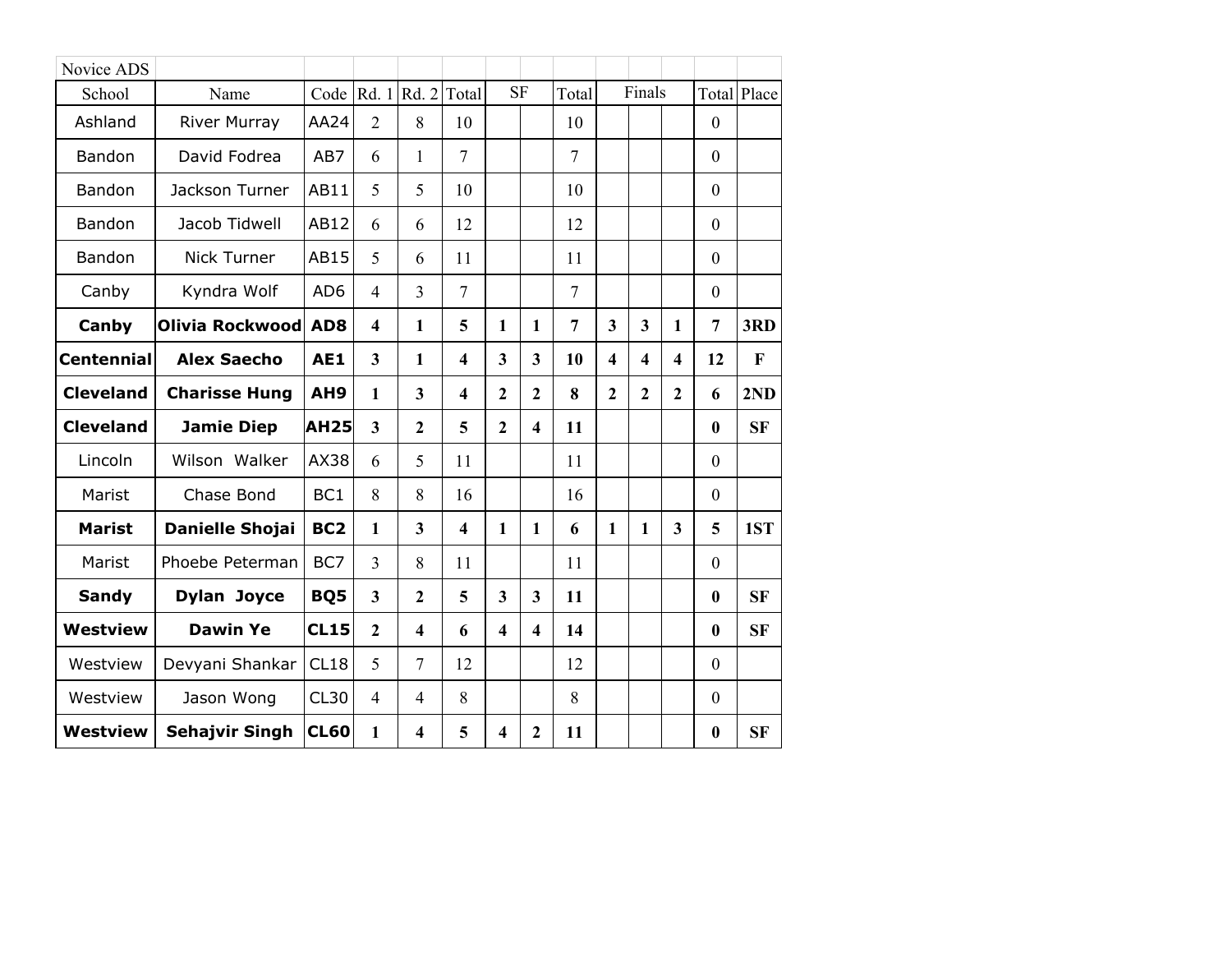| Novice ADS | | | | | | | | | | | | | |
|---|---|---|---|---|---|---|---|---|---|---|---|---|---|
| School | Name | Code | Rd. 1 | Rd. 2 | Total | SF | | Total | Finals | | | Total | Place |
| Ashland | River Murray | AA24 | 2 | 8 | 10 | | | 10 | | | | 0 | |
| Bandon | David Fodrea | AB7 | 6 | 1 | 7 | | | 7 | | | | 0 | |
| Bandon | Jackson Turner | AB11 | 5 | 5 | 10 | | | 10 | | | | 0 | |
| Bandon | Jacob Tidwell | AB12 | 6 | 6 | 12 | | | 12 | | | | 0 | |
| Bandon | Nick Turner | AB15 | 5 | 6 | 11 | | | 11 | | | | 0 | |
| Canby | Kyndra Wolf | AD6 | 4 | 3 | 7 | | | 7 | | | | 0 | |
| **Canby** | **Olivia Rockwood** | **AD8** | **4** | **1** | **5** | **1** | **1** | **7** | **3** | **3** | **1** | **7** | **3RD** |
| **Centennial** | **Alex Saecho** | **AE1** | **3** | **1** | **4** | **3** | **3** | **10** | **4** | **4** | **4** | **12** | **F** |
| **Cleveland** | **Charisse Hung** | **AH9** | **1** | **3** | **4** | **2** | **2** | **8** | **2** | **2** | **2** | **6** | **2ND** |
| **Cleveland** | **Jamie Diep** | **AH25** | **3** | **2** | **5** | **2** | **4** | **11** | | | | **0** | **SF** |
| Lincoln | Wilson Walker | AX38 | 6 | 5 | 11 | | | 11 | | | | 0 | |
| Marist | Chase Bond | BC1 | 8 | 8 | 16 | | | 16 | | | | 0 | |
| **Marist** | **Danielle Shojai** | **BC2** | **1** | **3** | **4** | **1** | **1** | **6** | **1** | **1** | **3** | **5** | **1ST** |
| Marist | Phoebe Peterman | BC7 | 3 | 8 | 11 | | | 11 | | | | 0 | |
| **Sandy** | **Dylan Joyce** | **BQ5** | **3** | **2** | **5** | **3** | **3** | **11** | | | | **0** | **SF** |
| **Westview** | **Dawin Ye** | **CL15** | **2** | **4** | **6** | **4** | **4** | **14** | | | | **0** | **SF** |
| Westview | Devyani Shankar | CL18 | 5 | 7 | 12 | | | 12 | | | | 0 | |
| Westview | Jason Wong | CL30 | 4 | 4 | 8 | | | 8 | | | | 0 | |
| **Westview** | **Sehajvir Singh** | **CL60** | **1** | **4** | **5** | **4** | **2** | **11** | | | | **0** | **SF** |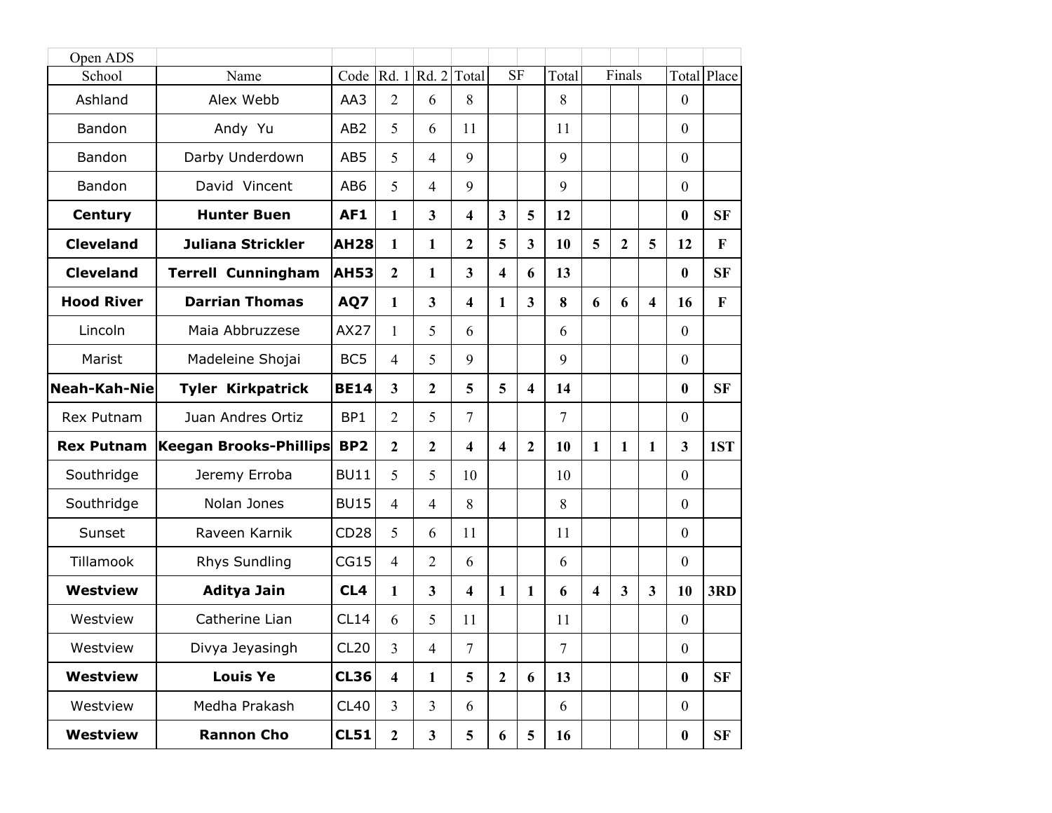Open ADS

| School | Name | Code | Rd. 1 | Rd. 2 | Total | SF | | Total | Finals | | | Total | Place |
|---|---|---|---|---|---|---|---|---|---|---|---|---|---|
| Ashland | Alex Webb | AA3 | 2 | 6 | 8 | | | 8 | | | | 0 | |
| Bandon | Andy Yu | AB2 | 5 | 6 | 11 | | | 11 | | | | 0 | |
| Bandon | Darby Underdown | AB5 | 5 | 4 | 9 | | | 9 | | | | 0 | |
| Bandon | David Vincent | AB6 | 5 | 4 | 9 | | | 9 | | | | 0 | |
| **Century** | **Hunter Buen** | **AF1** | **1** | **3** | **4** | **3** | **5** | **12** | | | | **0** | **SF** |
| **Cleveland** | **Juliana Strickler** | **AH28** | **1** | **1** | **2** | **5** | **3** | **10** | **5** | **2** | **5** | **12** | **F** |
| **Cleveland** | **Terrell Cunningham** | **AH53** | **2** | **1** | **3** | **4** | **6** | **13** | | | | **0** | **SF** |
| **Hood River** | **Darrian Thomas** | **AQ7** | **1** | **3** | **4** | **1** | **3** | **8** | **6** | **6** | **4** | **16** | **F** |
| Lincoln | Maia Abbruzzese | AX27 | 1 | 5 | 6 | | | 6 | | | | 0 | |
| Marist | Madeleine Shojai | BC5 | 4 | 5 | 9 | | | 9 | | | | 0 | |
| **Neah-Kah-Nie** | **Tyler Kirkpatrick** | **BE14** | **3** | **2** | **5** | **5** | **4** | **14** | | | | **0** | **SF** |
| Rex Putnam | Juan Andres Ortiz | BP1 | 2 | 5 | 7 | | | 7 | | | | 0 | |
| **Rex Putnam** | **Keegan Brooks-Phillips** | **BP2** | **2** | **2** | **4** | **4** | **2** | **10** | **1** | **1** | **1** | **3** | **1ST** |
| Southridge | Jeremy Erroba | BU11 | 5 | 5 | 10 | | | 10 | | | | 0 | |
| Southridge | Nolan Jones | BU15 | 4 | 4 | 8 | | | 8 | | | | 0 | |
| Sunset | Raveen Karnik | CD28 | 5 | 6 | 11 | | | 11 | | | | 0 | |
| Tillamook | Rhys Sundling | CG15 | 4 | 2 | 6 | | | 6 | | | | 0 | |
| **Westview** | **Aditya Jain** | **CL4** | **1** | **3** | **4** | **1** | **1** | **6** | **4** | **3** | **3** | **10** | **3RD** |
| Westview | Catherine Lian | CL14 | 6 | 5 | 11 | | | 11 | | | | 0 | |
| Westview | Divya Jeyasingh | CL20 | 3 | 4 | 7 | | | 7 | | | | 0 | |
| **Westview** | **Louis Ye** | **CL36** | **4** | **1** | **5** | **2** | **6** | **13** | | | | **0** | **SF** |
| Westview | Medha Prakash | CL40 | 3 | 3 | 6 | | | 6 | | | | 0 | |
| **Westview** | **Rannon Cho** | **CL51** | **2** | **3** | **5** | **6** | **5** | **16** | | | | **0** | **SF** |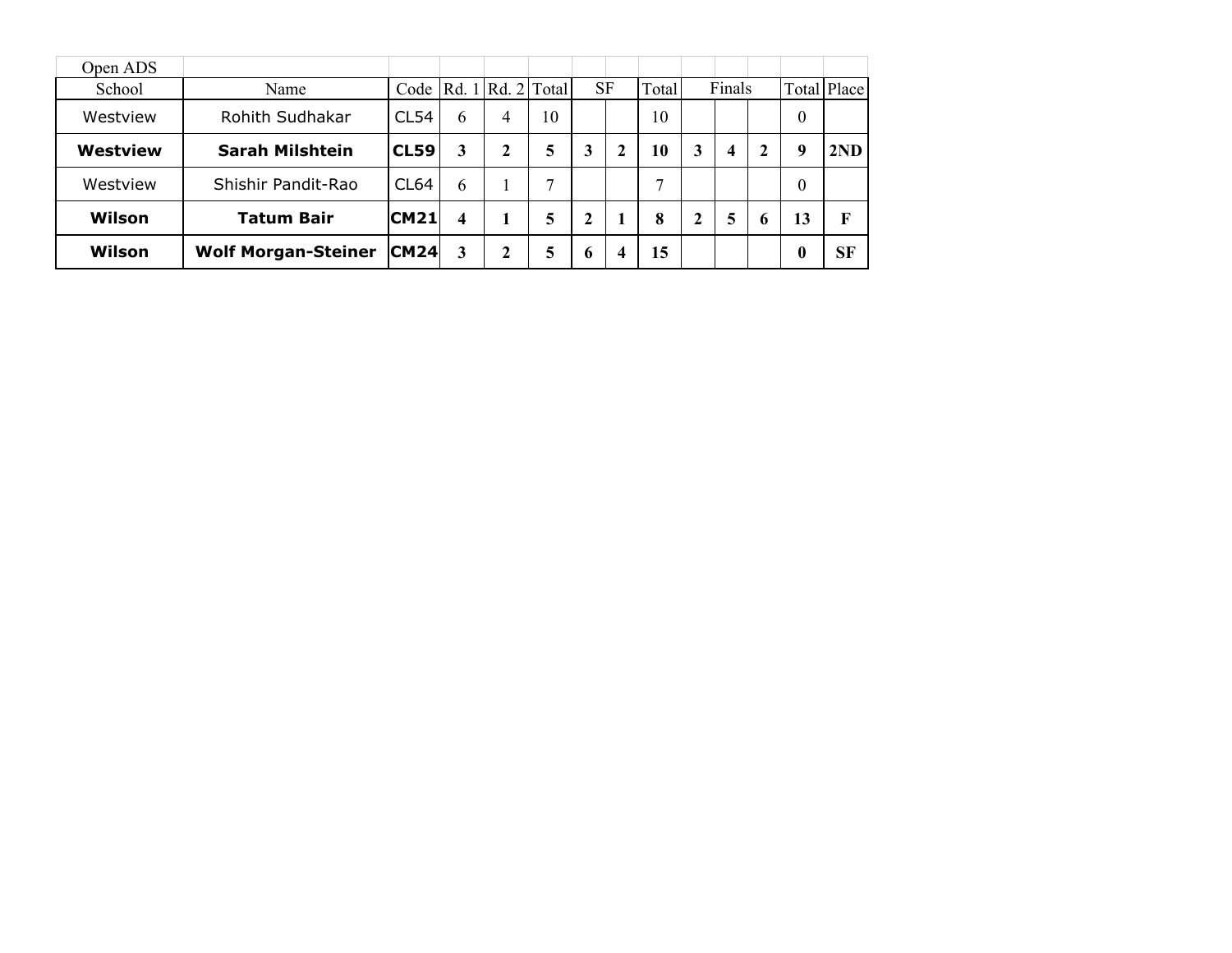| Open ADS | | | | | | | | | | | | | |
|---|---|---|---|---|---|---|---|---|---|---|---|---|---|
| School | Name | Code | Rd. 1 | Rd. 2 | Total | SF | | Total | Finals | | | Total | Place |
| Westview | Rohith Sudhakar | CL54 | 6 | 4 | 10 | | | 10 | | | | 0 | |
| **Westview** | **Sarah Milshtein** | **CL59** | **3** | **2** | **5** | **3** | **2** | **10** | **3** | **4** | **2** | **9** | **2ND** |
| Westview | Shishir Pandit-Rao | CL64 | 6 | 1 | 7 | | | 7 | | | | 0 | |
| **Wilson** | **Tatum Bair** | **CM21** | **4** | **1** | **5** | **2** | **1** | **8** | **2** | **5** | **6** | **13** | **F** |
| **Wilson** | **Wolf Morgan-Steiner** | **CM24** | **3** | **2** | **5** | **6** | **4** | **15** | | | | **0** | **SF** |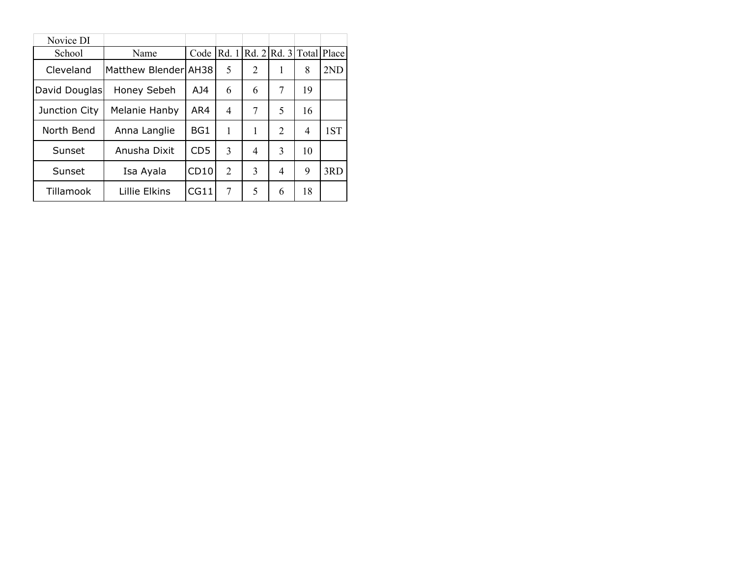Novice DI

| School | Name | Code | Rd. 1 | Rd. 2 | Rd. 3 | Total | Place |
| --- | --- | --- | --- | --- | --- | --- | --- |
| Cleveland | Matthew Blender | AH38 | 5 | 2 | 1 | 8 | 2ND |
| David Douglas | Honey Sebeh | AJ4 | 6 | 6 | 7 | 19 | |
| Junction City | Melanie Hanby | AR4 | 4 | 7 | 5 | 16 | |
| North Bend | Anna Langlie | BG1 | 1 | 1 | 2 | 4 | 1ST |
| Sunset | Anusha Dixit | CD5 | 3 | 4 | 3 | 10 | |
| Sunset | Isa Ayala | CD10 | 2 | 3 | 4 | 9 | 3RD |
| Tillamook | Lillie Elkins | CG11 | 7 | 5 | 6 | 18 | |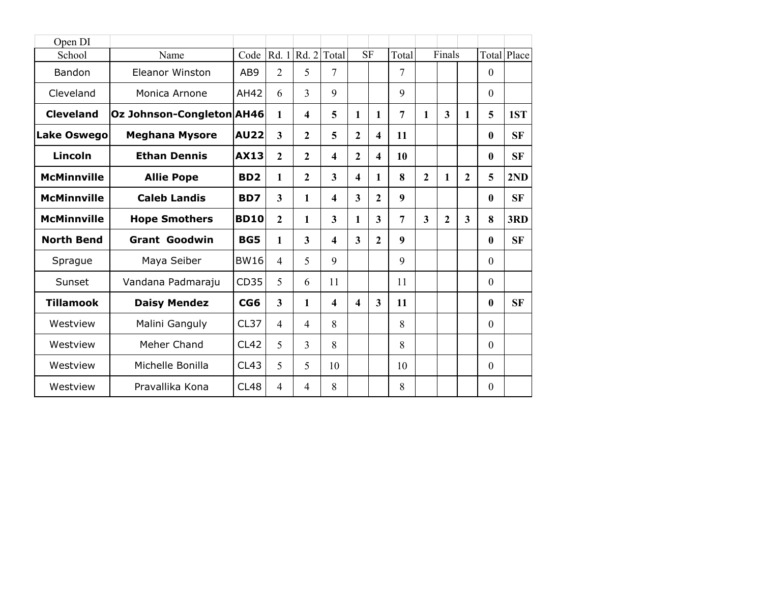Open DI

| School | Name | Code | Rd. 1 | Rd. 2 | Total | SF | | Total | Finals | | | Total | Place |
|---|---|---|---|---|---|---|---|---|---|---|---|---|---|
| Bandon | Eleanor Winston | AB9 | 2 | 5 | 7 | | | 7 | | | | 0 | |
| Cleveland | Monica Arnone | AH42 | 6 | 3 | 9 | | | 9 | | | | 0 | |
| **Cleveland** | **Oz Johnson-Congleton** | **AH46** | **1** | **4** | **5** | **1** | **1** | **7** | **1** | **3** | **1** | **5** | **1ST** |
| **Lake Oswego** | **Meghana Mysore** | **AU22** | **3** | **2** | **5** | **2** | **4** | **11** | | | | **0** | **SF** |
| **Lincoln** | **Ethan Dennis** | **AX13** | **2** | **2** | **4** | **2** | **4** | **10** | | | | **0** | **SF** |
| **McMinnville** | **Allie Pope** | **BD2** | **1** | **2** | **3** | **4** | **1** | **8** | **2** | **1** | **2** | **5** | **2ND** |
| **McMinnville** | **Caleb Landis** | **BD7** | **3** | **1** | **4** | **3** | **2** | **9** | | | | **0** | **SF** |
| **McMinnville** | **Hope Smothers** | **BD10** | **2** | **1** | **3** | **1** | **3** | **7** | **3** | **2** | **3** | **8** | **3RD** |
| **North Bend** | **Grant Goodwin** | **BG5** | **1** | **3** | **4** | **3** | **2** | **9** | | | | **0** | **SF** |
| Sprague | Maya Seiber | BW16 | 4 | 5 | 9 | | | 9 | | | | 0 | |
| Sunset | Vandana Padmaraju | CD35 | 5 | 6 | 11 | | | 11 | | | | 0 | |
| **Tillamook** | **Daisy Mendez** | **CG6** | **3** | **1** | **4** | **4** | **3** | **11** | | | | **0** | **SF** |
| Westview | Malini Ganguly | CL37 | 4 | 4 | 8 | | | 8 | | | | 0 | |
| Westview | Meher Chand | CL42 | 5 | 3 | 8 | | | 8 | | | | 0 | |
| Westview | Michelle Bonilla | CL43 | 5 | 5 | 10 | | | 10 | | | | 0 | |
| Westview | Pravallika Kona | CL48 | 4 | 4 | 8 | | | 8 | | | | 0 | |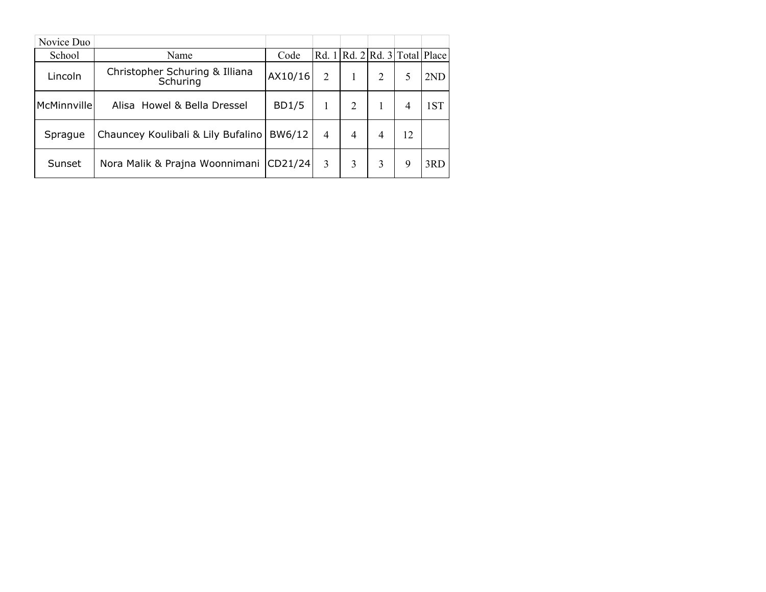Novice Duo

| School | Name | Code | Rd. 1 | Rd. 2 | Rd. 3 | Total | Place |
|---|---|---|---|---|---|---|---|
| Lincoln | Christopher Schuring & Illiana Schuring | AX10/16 | 2 | 1 | 2 | 5 | 2ND |
| McMinnville | Alisa  Howel & Bella Dressel | BD1/5 | 1 | 2 | 1 | 4 | 1ST |
| Sprague | Chauncey Koulibali & Lily Bufalino | BW6/12 | 4 | 4 | 4 | 12 | |
| Sunset | Nora Malik & Prajna Woonnimani | CD21/24 | 3 | 3 | 3 | 9 | 3RD |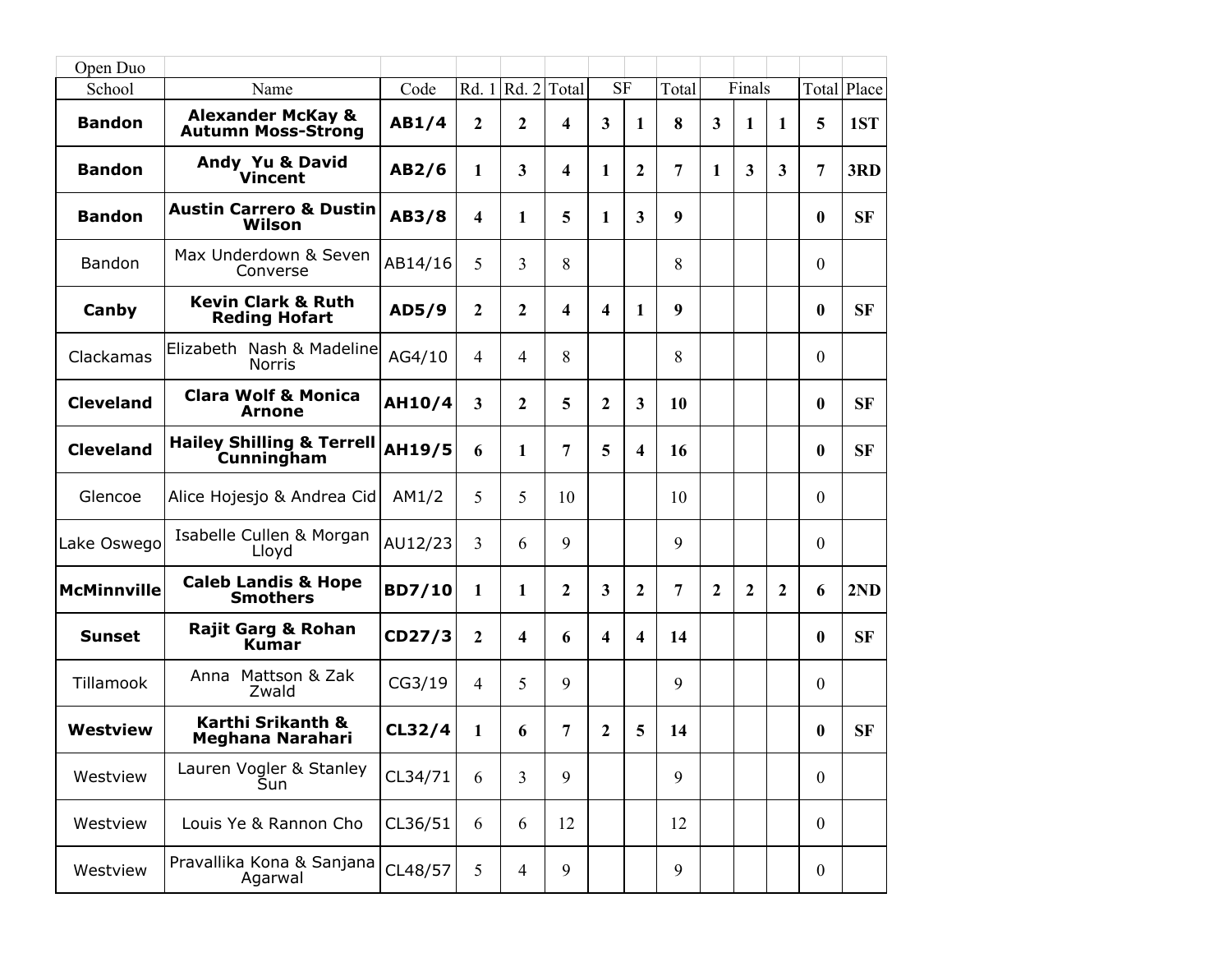Open Duo

| School | Name | Code | Rd. 1 | Rd. 2 | Total | SF | | Total | Finals | | | Total | Place |
|---|---|---|---|---|---|---|---|---|---|---|---|---|---|
| **Bandon** | **Alexander McKay & Autumn Moss-Strong** | **AB1/4** | **2** | **2** | **4** | **3** | **1** | **8** | **3** | **1** | **1** | **5** | **1ST** |
| **Bandon** | **Andy Yu & David Vincent** | **AB2/6** | **1** | **3** | **4** | **1** | **2** | **7** | **1** | **3** | **3** | **7** | **3RD** |
| **Bandon** | **Austin Carrero & Dustin Wilson** | **AB3/8** | **4** | **1** | **5** | **1** | **3** | **9** | | | | **0** | **SF** |
| Bandon | Max Underdown & Seven Converse | AB14/16 | 5 | 3 | 8 | | | 8 | | | | 0 | |
| **Canby** | **Kevin Clark & Ruth Reding Hofart** | **AD5/9** | **2** | **2** | **4** | **4** | **1** | **9** | | | | **0** | **SF** |
| Clackamas | Elizabeth Nash & Madeline Norris | AG4/10 | 4 | 4 | 8 | | | 8 | | | | 0 | |
| **Cleveland** | **Clara Wolf & Monica Arnone** | **AH10/4** | **3** | **2** | **5** | **2** | **3** | **10** | | | | **0** | **SF** |
| **Cleveland** | **Hailey Shilling & Terrell Cunningham** | **AH19/5** | **6** | **1** | **7** | **5** | **4** | **16** | | | | **0** | **SF** |
| Glencoe | Alice Hojesjo & Andrea Cid | AM1/2 | 5 | 5 | 10 | | | 10 | | | | 0 | |
| Lake Oswego | Isabelle Cullen & Morgan Lloyd | AU12/23 | 3 | 6 | 9 | | | 9 | | | | 0 | |
| **McMinnville** | **Caleb Landis & Hope Smothers** | **BD7/10** | **1** | **1** | **2** | **3** | **2** | **7** | **2** | **2** | **2** | **6** | **2ND** |
| **Sunset** | **Rajit Garg & Rohan Kumar** | **CD27/3** | **2** | **4** | **6** | **4** | **4** | **14** | | | | **0** | **SF** |
| Tillamook | Anna Mattson & Zak Zwald | CG3/19 | 4 | 5 | 9 | | | 9 | | | | 0 | |
| **Westview** | **Karthi Srikanth & Meghana Narahari** | **CL32/4** | **1** | **6** | **7** | **2** | **5** | **14** | | | | **0** | **SF** |
| Westview | Lauren Vogler & Stanley Sun | CL34/71 | 6 | 3 | 9 | | | 9 | | | | 0 | |
| Westview | Louis Ye & Rannon Cho | CL36/51 | 6 | 6 | 12 | | | 12 | | | | 0 | |
| Westview | Pravallika Kona & Sanjana Agarwal | CL48/57 | 5 | 4 | 9 | | | 9 | | | | 0 | |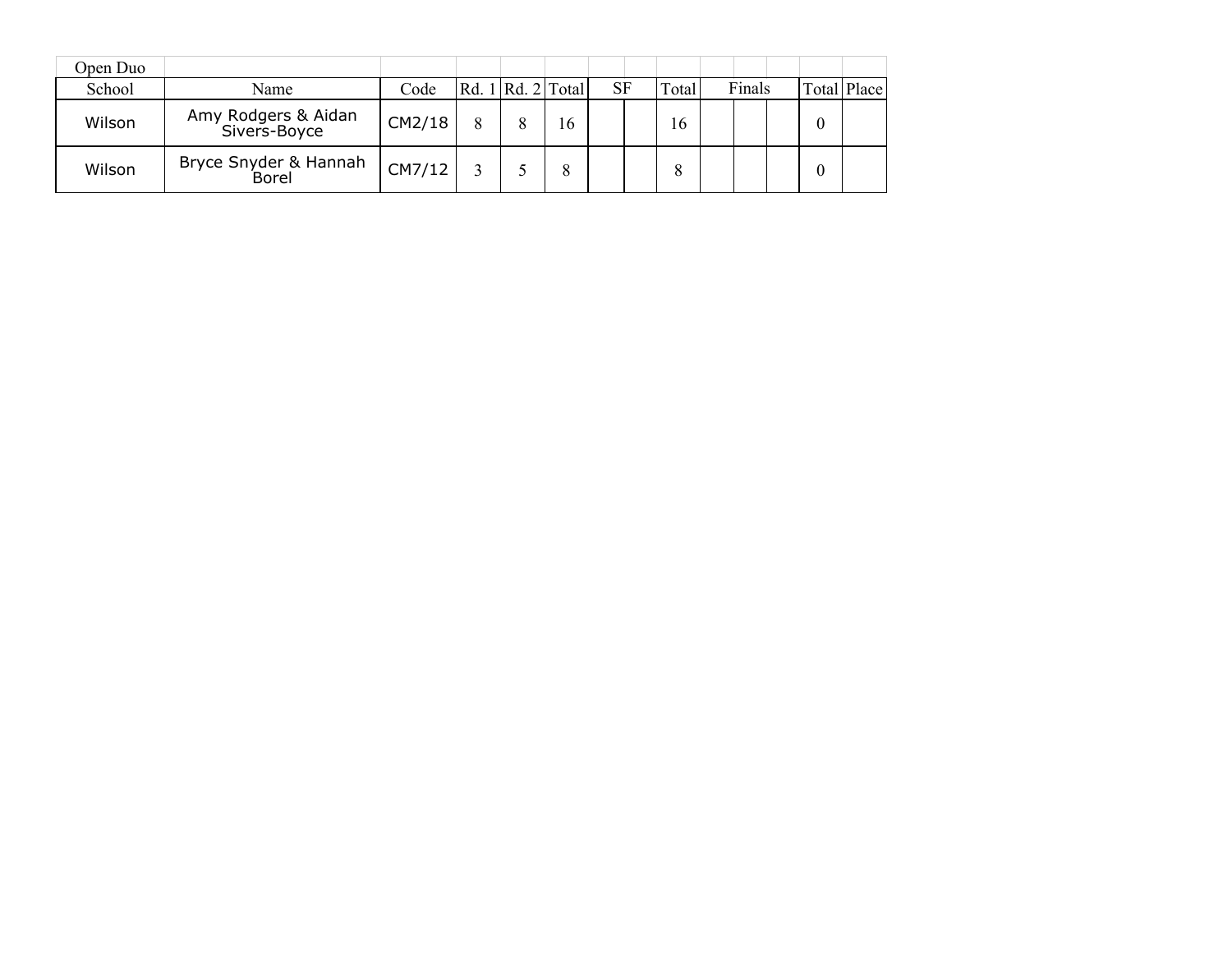Open Duo

| School | Name | Code | Rd. 1 | Rd. 2 | Total | SF | | Total | Finals | | | Total | Place |
|---|---|---|---|---|---|---|---|---|---|---|---|---|---|
| Wilson | Amy Rodgers & Aidan Sivers-Boyce | CM2/18 | 8 | 8 | 16 | | | 16 | | | | 0 | |
| Wilson | Bryce Snyder & Hannah Borel | CM7/12 | 3 | 5 | 8 | | | 8 | | | | 0 | |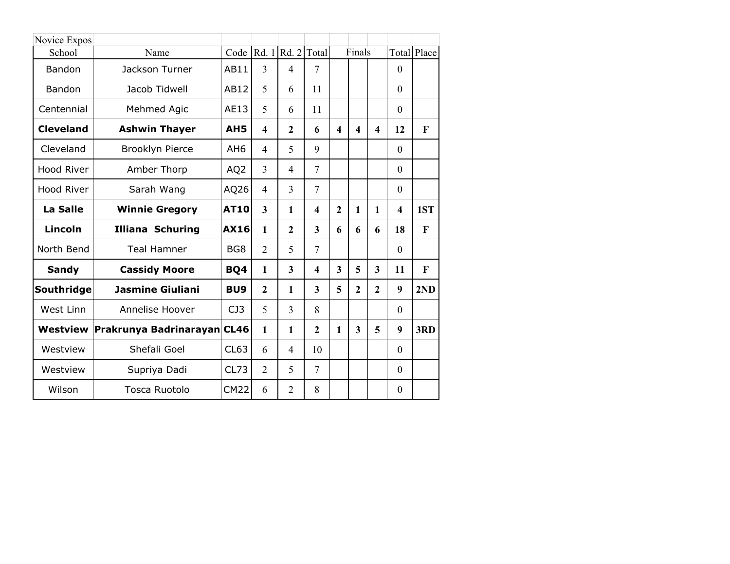| Novice Expos | | | | | | | | | | |
|---|---|---|---|---|---|---|---|---|---|---|
| School | Name | Code | Rd. 1 | Rd. 2 | Total | Finals | | | Total | Place |
| Bandon | Jackson Turner | AB11 | 3 | 4 | 7 | | | | 0 | |
| Bandon | Jacob Tidwell | AB12 | 5 | 6 | 11 | | | | 0 | |
| Centennial | Mehmed Agic | AE13 | 5 | 6 | 11 | | | | 0 | |
| **Cleveland** | **Ashwin Thayer** | **AH5** | **4** | **2** | **6** | **4** | **4** | **4** | **12** | **F** |
| Cleveland | Brooklyn Pierce | AH6 | 4 | 5 | 9 | | | | 0 | |
| Hood River | Amber Thorp | AQ2 | 3 | 4 | 7 | | | | 0 | |
| Hood River | Sarah Wang | AQ26 | 4 | 3 | 7 | | | | 0 | |
| **La Salle** | **Winnie Gregory** | **AT10** | **3** | **1** | **4** | **2** | **1** | **1** | **4** | **1ST** |
| **Lincoln** | **Illiana Schuring** | **AX16** | **1** | **2** | **3** | **6** | **6** | **6** | **18** | **F** |
| North Bend | Teal Hamner | BG8 | 2 | 5 | 7 | | | | 0 | |
| **Sandy** | **Cassidy Moore** | **BQ4** | **1** | **3** | **4** | **3** | **5** | **3** | **11** | **F** |
| **Southridge** | **Jasmine Giuliani** | **BU9** | **2** | **1** | **3** | **5** | **2** | **2** | **9** | **2ND** |
| West Linn | Annelise Hoover | CJ3 | 5 | 3 | 8 | | | | 0 | |
| **Westview** | **Prakrunya Badrinarayan** | **CL46** | **1** | **1** | **2** | **1** | **3** | **5** | **9** | **3RD** |
| Westview | Shefali Goel | CL63 | 6 | 4 | 10 | | | | 0 | |
| Westview | Supriya Dadi | CL73 | 2 | 5 | 7 | | | | 0 | |
| Wilson | Tosca Ruotolo | CM22 | 6 | 2 | 8 | | | | 0 | |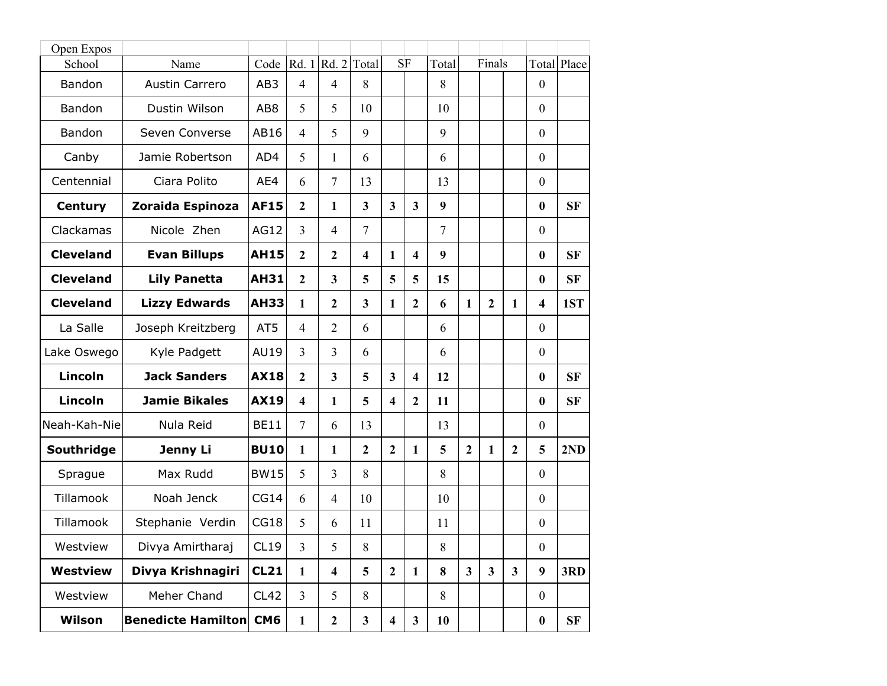Open Expos

| School | Name | Code | Rd. 1 | Rd. 2 | Total | SF | | Total | Finals | | | Total | Place |
|---|---|---|---|---|---|---|---|---|---|---|---|---|---|
| Bandon | Austin Carrero | AB3 | 4 | 4 | 8 | | | 8 | | | | 0 | |
| Bandon | Dustin Wilson | AB8 | 5 | 5 | 10 | | | 10 | | | | 0 | |
| Bandon | Seven Converse | AB16 | 4 | 5 | 9 | | | 9 | | | | 0 | |
| Canby | Jamie Robertson | AD4 | 5 | 1 | 6 | | | 6 | | | | 0 | |
| Centennial | Ciara Polito | AE4 | 6 | 7 | 13 | | | 13 | | | | 0 | |
| **Century** | **Zoraida Espinoza** | **AF15** | **2** | **1** | **3** | **3** | **3** | **9** | | | | **0** | **SF** |
| Clackamas | Nicole Zhen | AG12 | 3 | 4 | 7 | | | 7 | | | | 0 | |
| **Cleveland** | **Evan Billups** | **AH15** | **2** | **2** | **4** | **1** | **4** | **9** | | | | **0** | **SF** |
| **Cleveland** | **Lily Panetta** | **AH31** | **2** | **3** | **5** | **5** | **5** | **15** | | | | **0** | **SF** |
| **Cleveland** | **Lizzy Edwards** | **AH33** | **1** | **2** | **3** | **1** | **2** | **6** | **1** | **2** | **1** | **4** | **1ST** |
| La Salle | Joseph Kreitzberg | AT5 | 4 | 2 | 6 | | | 6 | | | | 0 | |
| Lake Oswego | Kyle Padgett | AU19 | 3 | 3 | 6 | | | 6 | | | | 0 | |
| **Lincoln** | **Jack Sanders** | **AX18** | **2** | **3** | **5** | **3** | **4** | **12** | | | | **0** | **SF** |
| **Lincoln** | **Jamie Bikales** | **AX19** | **4** | **1** | **5** | **4** | **2** | **11** | | | | **0** | **SF** |
| Neah-Kah-Nie | Nula Reid | BE11 | 7 | 6 | 13 | | | 13 | | | | 0 | |
| **Southridge** | **Jenny Li** | **BU10** | **1** | **1** | **2** | **2** | **1** | **5** | **2** | **1** | **2** | **5** | **2ND** |
| Sprague | Max Rudd | BW15 | 5 | 3 | 8 | | | 8 | | | | 0 | |
| Tillamook | Noah Jenck | CG14 | 6 | 4 | 10 | | | 10 | | | | 0 | |
| Tillamook | Stephanie Verdin | CG18 | 5 | 6 | 11 | | | 11 | | | | 0 | |
| Westview | Divya Amirtharaj | CL19 | 3 | 5 | 8 | | | 8 | | | | 0 | |
| **Westview** | **Divya Krishnagiri** | **CL21** | **1** | **4** | **5** | **2** | **1** | **8** | **3** | **3** | **3** | **9** | **3RD** |
| Westview | Meher Chand | CL42 | 3 | 5 | 8 | | | 8 | | | | 0 | |
| **Wilson** | **Benedicte Hamilton** | **CM6** | **1** | **2** | **3** | **4** | **3** | **10** | | | | **0** | **SF** |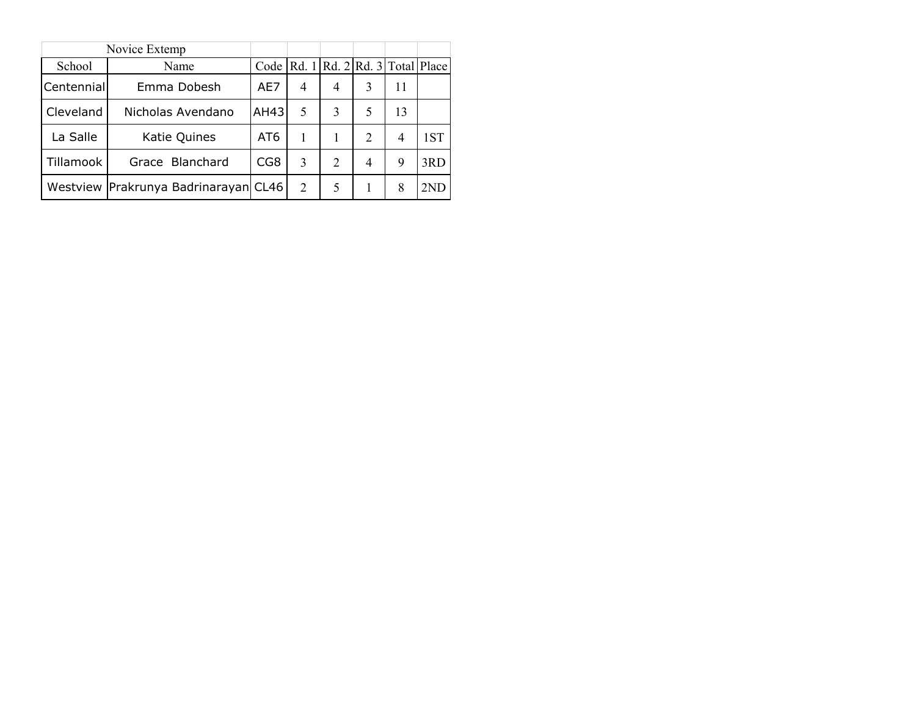Novice Extemp

| School | Name | Code | Rd. 1 | Rd. 2 | Rd. 3 | Total | Place |
|---|---|---|---|---|---|---|---|
| Centennial | Emma Dobesh | AE7 | 4 | 4 | 3 | 11 | |
| Cleveland | Nicholas Avendano | AH43 | 5 | 3 | 5 | 13 | |
| La Salle | Katie Quines | AT6 | 1 | 1 | 2 | 4 | 1ST |
| Tillamook | Grace Blanchard | CG8 | 3 | 2 | 4 | 9 | 3RD |
| Westview | Prakrunya Badrinarayan | CL46 | 2 | 5 | 1 | 8 | 2ND |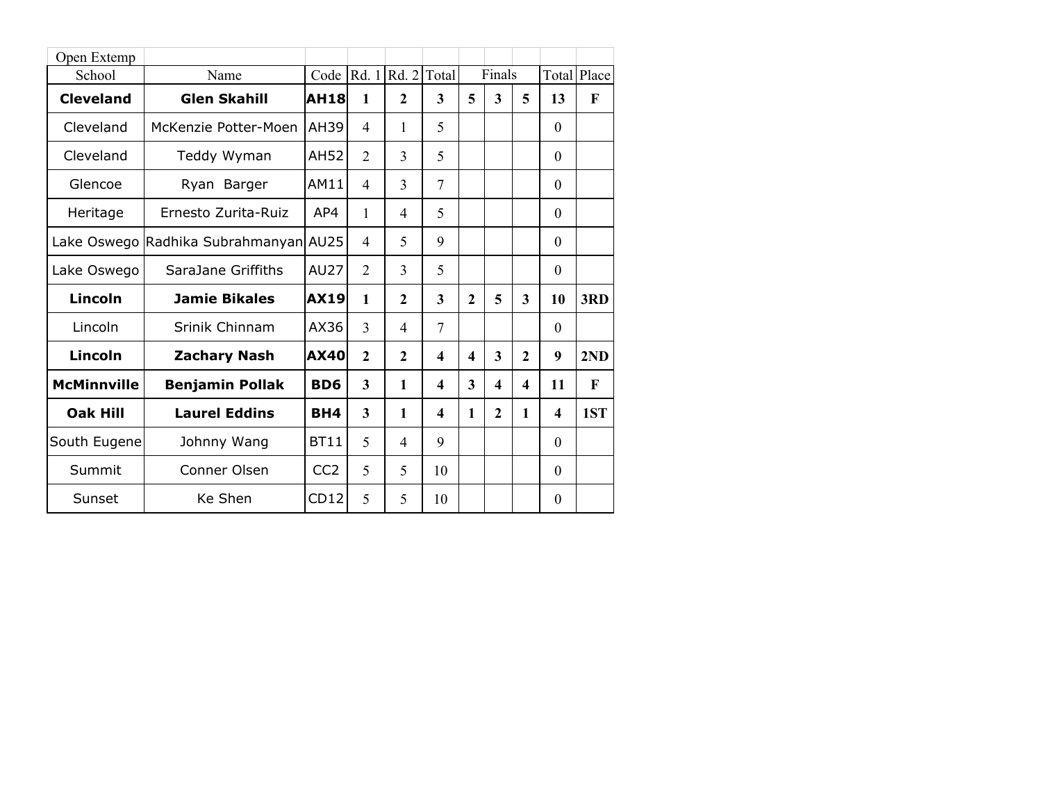Open Extemp

| School | Name | Code | Rd. 1 | Rd. 2 | Total | Finals | | | Total | Place |
|---|---|---|---|---|---|---|---|---|---|---|
| **Cleveland** | **Glen Skahill** | **AH18** | **1** | **2** | **3** | **5** | **3** | **5** | **13** | **F** |
| Cleveland | McKenzie Potter-Moen | AH39 | 4 | 1 | 5 | | | | 0 | |
| Cleveland | Teddy Wyman | AH52 | 2 | 3 | 5 | | | | 0 | |
| Glencoe | Ryan Barger | AM11 | 4 | 3 | 7 | | | | 0 | |
| Heritage | Ernesto Zurita-Ruiz | AP4 | 1 | 4 | 5 | | | | 0 | |
| Lake Oswego | Radhika Subrahmanyan | AU25 | 4 | 5 | 9 | | | | 0 | |
| Lake Oswego | SaraJane Griffiths | AU27 | 2 | 3 | 5 | | | | 0 | |
| **Lincoln** | **Jamie Bikales** | **AX19** | **1** | **2** | **3** | **2** | **5** | **3** | **10** | **3RD** |
| Lincoln | Srinik Chinnam | AX36 | 3 | 4 | 7 | | | | 0 | |
| **Lincoln** | **Zachary Nash** | **AX40** | **2** | **2** | **4** | **4** | **3** | **2** | **9** | **2ND** |
| **McMinnville** | **Benjamin Pollak** | **BD6** | **3** | **1** | **4** | **3** | **4** | **4** | **11** | **F** |
| **Oak Hill** | **Laurel Eddins** | **BH4** | **3** | **1** | **4** | **1** | **2** | **1** | **4** | **1ST** |
| South Eugene | Johnny Wang | BT11 | 5 | 4 | 9 | | | | 0 | |
| Summit | Conner Olsen | CC2 | 5 | 5 | 10 | | | | 0 | |
| Sunset | Ke Shen | CD12 | 5 | 5 | 10 | | | | 0 | |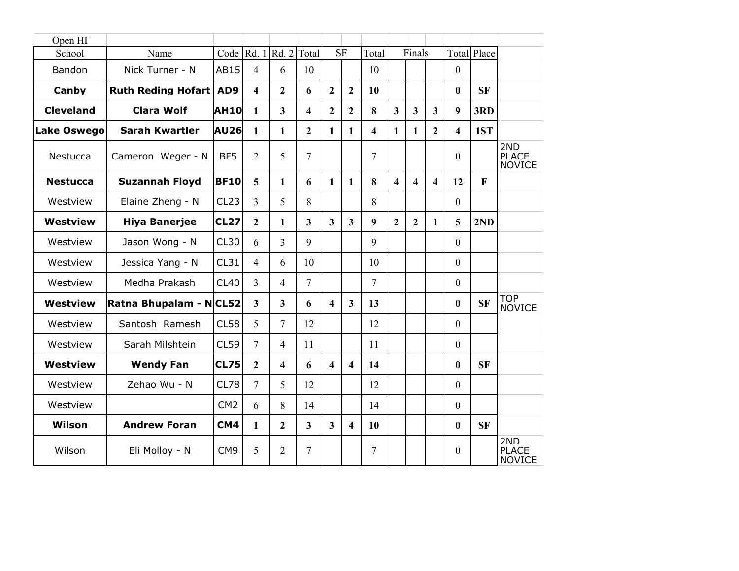Open HI

| School | Name | Code | Rd. 1 | Rd. 2 | Total | SF | | Total | Finals | | | Total | Place | |
|---|---|---|---|---|---|---|---|---|---|---|---|---|---|---|
| Bandon | Nick Turner - N | AB15 | 4 | 6 | 10 | | | 10 | | | | 0 | | |
| **Canby** | **Ruth Reding Hofart** | **AD9** | **4** | **2** | **6** | **2** | **2** | **10** | | | | **0** | **SF** | |
| **Cleveland** | **Clara Wolf** | **AH10** | **1** | **3** | **4** | **2** | **2** | **8** | **3** | **3** | **3** | **9** | **3RD** | |
| **Lake Oswego** | **Sarah Kwartler** | **AU26** | **1** | **1** | **2** | **1** | **1** | **4** | **1** | **1** | **2** | **4** | **1ST** | |
| Nestucca | Cameron Weger - N | BF5 | 2 | 5 | 7 | | | 7 | | | | 0 | | 2ND PLACE NOVICE |
| **Nestucca** | **Suzannah Floyd** | **BF10** | **5** | **1** | **6** | **1** | **1** | **8** | **4** | **4** | **4** | **12** | **F** | |
| Westview | Elaine Zheng - N | CL23 | 3 | 5 | 8 | | | 8 | | | | 0 | | |
| **Westview** | **Hiya Banerjee** | **CL27** | **2** | **1** | **3** | **3** | **3** | **9** | **2** | **2** | **1** | **5** | **2ND** | |
| Westview | Jason Wong - N | CL30 | 6 | 3 | 9 | | | 9 | | | | 0 | | |
| Westview | Jessica Yang - N | CL31 | 4 | 6 | 10 | | | 10 | | | | 0 | | |
| Westview | Medha Prakash | CL40 | 3 | 4 | 7 | | | 7 | | | | 0 | | |
| **Westview** | **Ratna Bhupalam - N** | **CL52** | **3** | **3** | **6** | **4** | **3** | **13** | | | | **0** | **SF** | TOP NOVICE |
| Westview | Santosh Ramesh | CL58 | 5 | 7 | 12 | | | 12 | | | | 0 | | |
| Westview | Sarah Milshtein | CL59 | 7 | 4 | 11 | | | 11 | | | | 0 | | |
| **Westview** | **Wendy Fan** | **CL75** | **2** | **4** | **6** | **4** | **4** | **14** | | | | **0** | **SF** | |
| Westview | Zehao Wu - N | CL78 | 7 | 5 | 12 | | | 12 | | | | 0 | | |
| Westview | | CM2 | 6 | 8 | 14 | | | 14 | | | | 0 | | |
| **Wilson** | **Andrew Foran** | **CM4** | **1** | **2** | **3** | **3** | **4** | **10** | | | | **0** | **SF** | |
| Wilson | Eli Molloy - N | CM9 | 5 | 2 | 7 | | | 7 | | | | 0 | | 2ND PLACE NOVICE |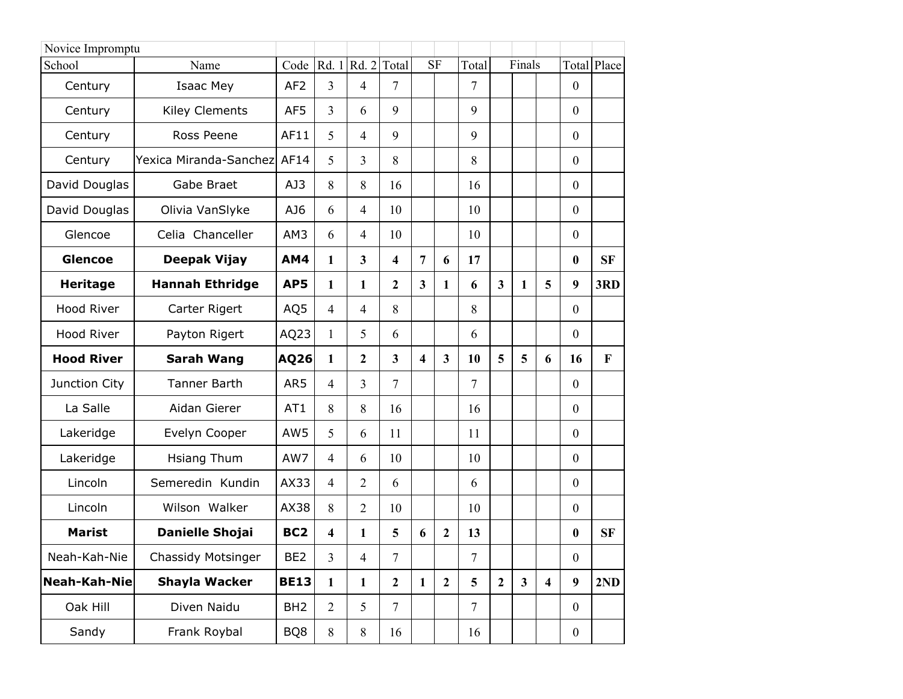Novice Impromptu

| School | Name | Code | Rd. 1 | Rd. 2 | Total | SF | | Total | Finals | | | Total | Place |
|---|---|---|---|---|---|---|---|---|---|---|---|---|---|
| Century | Isaac Mey | AF2 | 3 | 4 | 7 | | | 7 | | | | 0 | |
| Century | Kiley Clements | AF5 | 3 | 6 | 9 | | | 9 | | | | 0 | |
| Century | Ross Peene | AF11 | 5 | 4 | 9 | | | 9 | | | | 0 | |
| Century | Yexica Miranda-Sanchez | AF14 | 5 | 3 | 8 | | | 8 | | | | 0 | |
| David Douglas | Gabe Braet | AJ3 | 8 | 8 | 16 | | | 16 | | | | 0 | |
| David Douglas | Olivia VanSlyke | AJ6 | 6 | 4 | 10 | | | 10 | | | | 0 | |
| Glencoe | Celia Chanceller | AM3 | 6 | 4 | 10 | | | 10 | | | | 0 | |
| **Glencoe** | **Deepak Vijay** | **AM4** | **1** | **3** | **4** | **7** | **6** | **17** | | | | **0** | **SF** |
| **Heritage** | **Hannah Ethridge** | **AP5** | **1** | **1** | **2** | **3** | **1** | **6** | **3** | **1** | **5** | **9** | **3RD** |
| Hood River | Carter Rigert | AQ5 | 4 | 4 | 8 | | | 8 | | | | 0 | |
| Hood River | Payton Rigert | AQ23 | 1 | 5 | 6 | | | 6 | | | | 0 | |
| **Hood River** | **Sarah Wang** | **AQ26** | **1** | **2** | **3** | **4** | **3** | **10** | **5** | **5** | **6** | **16** | **F** |
| Junction City | Tanner Barth | AR5 | 4 | 3 | 7 | | | 7 | | | | 0 | |
| La Salle | Aidan Gierer | AT1 | 8 | 8 | 16 | | | 16 | | | | 0 | |
| Lakeridge | Evelyn Cooper | AW5 | 5 | 6 | 11 | | | 11 | | | | 0 | |
| Lakeridge | Hsiang Thum | AW7 | 4 | 6 | 10 | | | 10 | | | | 0 | |
| Lincoln | Semeredin Kundin | AX33 | 4 | 2 | 6 | | | 6 | | | | 0 | |
| Lincoln | Wilson Walker | AX38 | 8 | 2 | 10 | | | 10 | | | | 0 | |
| **Marist** | **Danielle Shojai** | **BC2** | **4** | **1** | **5** | **6** | **2** | **13** | | | | **0** | **SF** |
| Neah-Kah-Nie | Chassidy Motsinger | BE2 | 3 | 4 | 7 | | | 7 | | | | 0 | |
| **Neah-Kah-Nie** | **Shayla Wacker** | **BE13** | **1** | **1** | **2** | **1** | **2** | **5** | **2** | **3** | **4** | **9** | **2ND** |
| Oak Hill | Diven Naidu | BH2 | 2 | 5 | 7 | | | 7 | | | | 0 | |
| Sandy | Frank Roybal | BQ8 | 8 | 8 | 16 | | | 16 | | | | 0 | |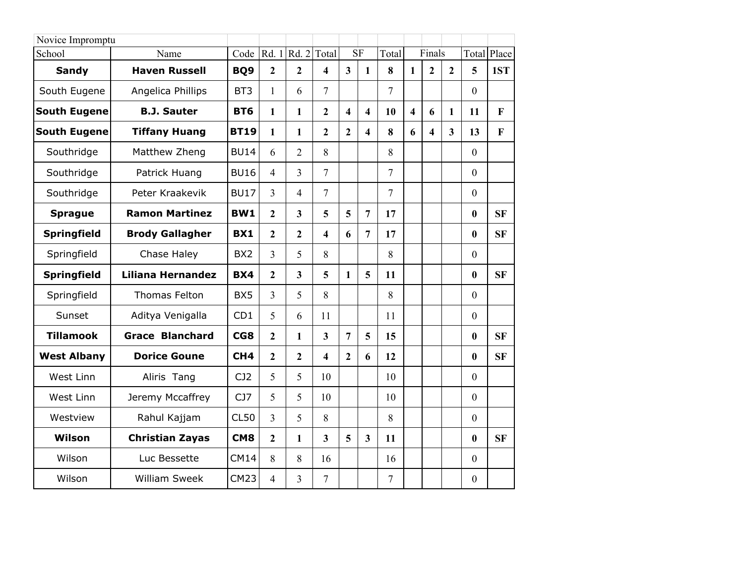Novice Impromptu

| School | Name | Code | Rd. 1 | Rd. 2 | Total | SF | | Total | Finals | | | Total | Place |
|---|---|---|---|---|---|---|---|---|---|---|---|---|---|
| **Sandy** | **Haven Russell** | **BQ9** | **2** | **2** | **4** | **3** | **1** | **8** | **1** | **2** | **2** | **5** | **1ST** |
| South Eugene | Angelica Phillips | BT3 | 1 | 6 | 7 | | | 7 | | | | 0 | |
| **South Eugene** | **B.J. Sauter** | **BT6** | **1** | **1** | **2** | **4** | **4** | **10** | **4** | **6** | **1** | **11** | **F** |
| **South Eugene** | **Tiffany Huang** | **BT19** | **1** | **1** | **2** | **2** | **4** | **8** | **6** | **4** | **3** | **13** | **F** |
| Southridge | Matthew Zheng | BU14 | 6 | 2 | 8 | | | 8 | | | | 0 | |
| Southridge | Patrick Huang | BU16 | 4 | 3 | 7 | | | 7 | | | | 0 | |
| Southridge | Peter Kraakevik | BU17 | 3 | 4 | 7 | | | 7 | | | | 0 | |
| **Sprague** | **Ramon Martinez** | **BW1** | **2** | **3** | **5** | **5** | **7** | **17** | | | | **0** | **SF** |
| **Springfield** | **Brody Gallagher** | **BX1** | **2** | **2** | **4** | **6** | **7** | **17** | | | | **0** | **SF** |
| Springfield | Chase Haley | BX2 | 3 | 5 | 8 | | | 8 | | | | 0 | |
| **Springfield** | **Liliana Hernandez** | **BX4** | **2** | **3** | **5** | **1** | **5** | **11** | | | | **0** | **SF** |
| Springfield | Thomas Felton | BX5 | 3 | 5 | 8 | | | 8 | | | | 0 | |
| Sunset | Aditya Venigalla | CD1 | 5 | 6 | 11 | | | 11 | | | | 0 | |
| **Tillamook** | **Grace Blanchard** | **CG8** | **2** | **1** | **3** | **7** | **5** | **15** | | | | **0** | **SF** |
| **West Albany** | **Dorice Goune** | **CH4** | **2** | **2** | **4** | **2** | **6** | **12** | | | | **0** | **SF** |
| West Linn | Aliris Tang | CJ2 | 5 | 5 | 10 | | | 10 | | | | 0 | |
| West Linn | Jeremy Mccaffrey | CJ7 | 5 | 5 | 10 | | | 10 | | | | 0 | |
| Westview | Rahul Kajjam | CL50 | 3 | 5 | 8 | | | 8 | | | | 0 | |
| **Wilson** | **Christian Zayas** | **CM8** | **2** | **1** | **3** | **5** | **3** | **11** | | | | **0** | **SF** |
| Wilson | Luc Bessette | CM14 | 8 | 8 | 16 | | | 16 | | | | 0 | |
| Wilson | William Sweek | CM23 | 4 | 3 | 7 | | | 7 | | | | 0 | |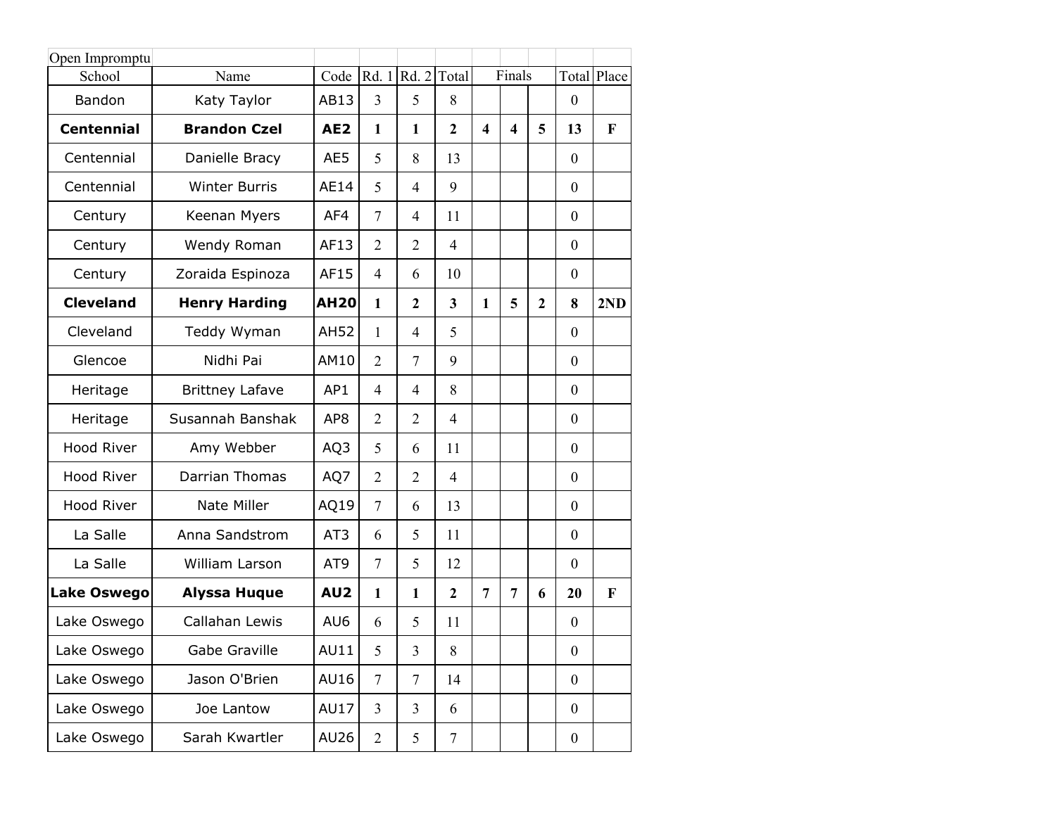Open Impromptu

| School | Name | Code | Rd. 1 | Rd. 2 | Total | Finals | | | Total | Place |
|---|---|---|---|---|---|---|---|---|---|---|
| Bandon | Katy Taylor | AB13 | 3 | 5 | 8 | | | | 0 | |
| **Centennial** | **Brandon Czel** | **AE2** | **1** | **1** | **2** | **4** | **4** | **5** | **13** | **F** |
| Centennial | Danielle Bracy | AE5 | 5 | 8 | 13 | | | | 0 | |
| Centennial | Winter Burris | AE14 | 5 | 4 | 9 | | | | 0 | |
| Century | Keenan Myers | AF4 | 7 | 4 | 11 | | | | 0 | |
| Century | Wendy Roman | AF13 | 2 | 2 | 4 | | | | 0 | |
| Century | Zoraida Espinoza | AF15 | 4 | 6 | 10 | | | | 0 | |
| **Cleveland** | **Henry Harding** | **AH20** | **1** | **2** | **3** | **1** | **5** | **2** | **8** | **2ND** |
| Cleveland | Teddy Wyman | AH52 | 1 | 4 | 5 | | | | 0 | |
| Glencoe | Nidhi Pai | AM10 | 2 | 7 | 9 | | | | 0 | |
| Heritage | Brittney Lafave | AP1 | 4 | 4 | 8 | | | | 0 | |
| Heritage | Susannah Banshak | AP8 | 2 | 2 | 4 | | | | 0 | |
| Hood River | Amy Webber | AQ3 | 5 | 6 | 11 | | | | 0 | |
| Hood River | Darrian Thomas | AQ7 | 2 | 2 | 4 | | | | 0 | |
| Hood River | Nate Miller | AQ19 | 7 | 6 | 13 | | | | 0 | |
| La Salle | Anna Sandstrom | AT3 | 6 | 5 | 11 | | | | 0 | |
| La Salle | William Larson | AT9 | 7 | 5 | 12 | | | | 0 | |
| **Lake Oswego** | **Alyssa Huque** | **AU2** | **1** | **1** | **2** | **7** | **7** | **6** | **20** | **F** |
| Lake Oswego | Callahan Lewis | AU6 | 6 | 5 | 11 | | | | 0 | |
| Lake Oswego | Gabe Graville | AU11 | 5 | 3 | 8 | | | | 0 | |
| Lake Oswego | Jason O'Brien | AU16 | 7 | 7 | 14 | | | | 0 | |
| Lake Oswego | Joe Lantow | AU17 | 3 | 3 | 6 | | | | 0 | |
| Lake Oswego | Sarah Kwartler | AU26 | 2 | 5 | 7 | | | | 0 | |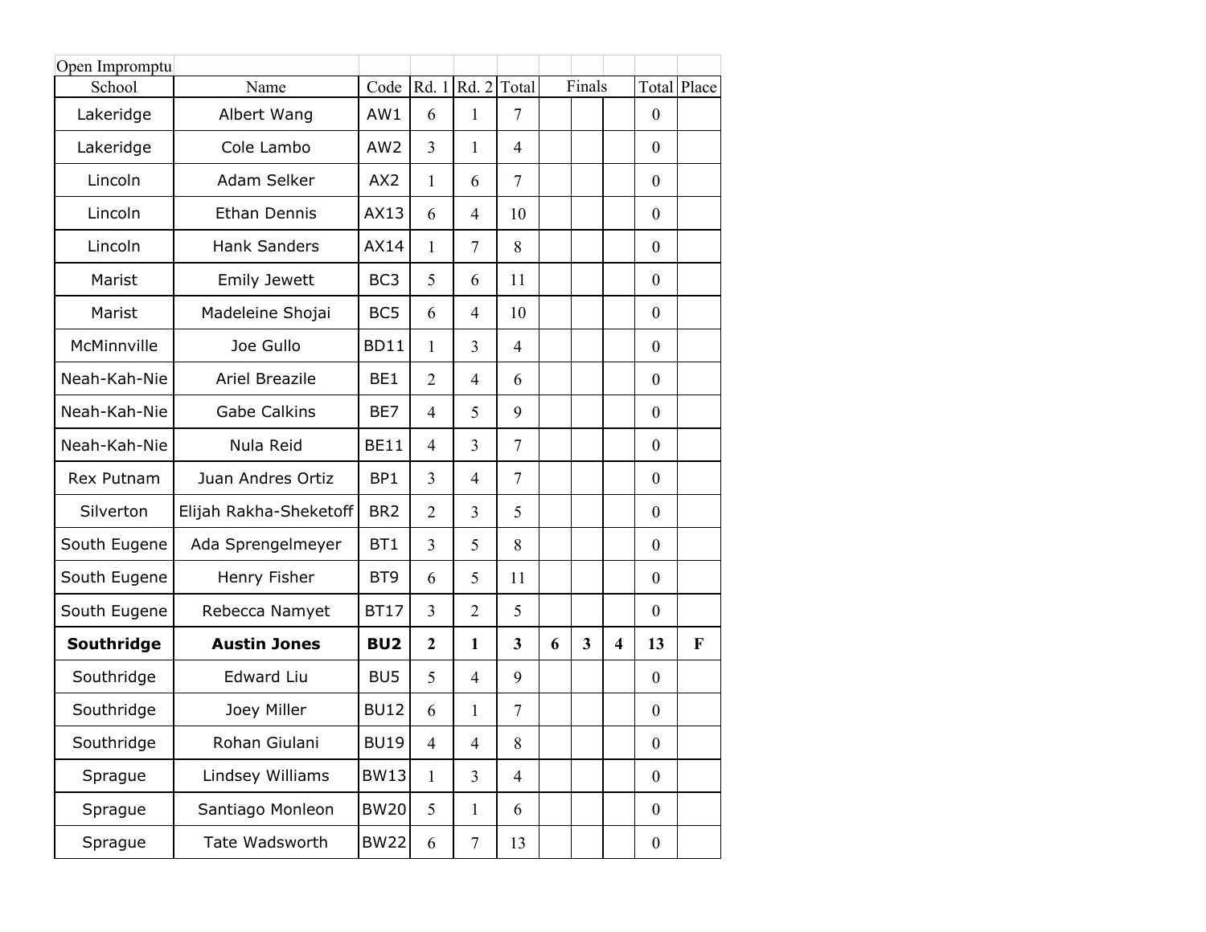Open Impromptu

| School | Name | Code | Rd. 1 | Rd. 2 | Total | Finals | | | Total | Place |
|---|---|---|---|---|---|---|---|---|---|---|
| Lakeridge | Albert Wang | AW1 | 6 | 1 | 7 | | | | 0 | |
| Lakeridge | Cole Lambo | AW2 | 3 | 1 | 4 | | | | 0 | |
| Lincoln | Adam Selker | AX2 | 1 | 6 | 7 | | | | 0 | |
| Lincoln | Ethan Dennis | AX13 | 6 | 4 | 10 | | | | 0 | |
| Lincoln | Hank Sanders | AX14 | 1 | 7 | 8 | | | | 0 | |
| Marist | Emily Jewett | BC3 | 5 | 6 | 11 | | | | 0 | |
| Marist | Madeleine Shojai | BC5 | 6 | 4 | 10 | | | | 0 | |
| McMinnville | Joe Gullo | BD11 | 1 | 3 | 4 | | | | 0 | |
| Neah-Kah-Nie | Ariel Breazile | BE1 | 2 | 4 | 6 | | | | 0 | |
| Neah-Kah-Nie | Gabe Calkins | BE7 | 4 | 5 | 9 | | | | 0 | |
| Neah-Kah-Nie | Nula Reid | BE11 | 4 | 3 | 7 | | | | 0 | |
| Rex Putnam | Juan Andres Ortiz | BP1 | 3 | 4 | 7 | | | | 0 | |
| Silverton | Elijah Rakha-Sheketoff | BR2 | 2 | 3 | 5 | | | | 0 | |
| South Eugene | Ada Sprengelmeyer | BT1 | 3 | 5 | 8 | | | | 0 | |
| South Eugene | Henry Fisher | BT9 | 6 | 5 | 11 | | | | 0 | |
| South Eugene | Rebecca Namyet | BT17 | 3 | 2 | 5 | | | | 0 | |
| **Southridge** | **Austin Jones** | **BU2** | **2** | **1** | **3** | **6** | **3** | **4** | **13** | **F** |
| Southridge | Edward Liu | BU5 | 5 | 4 | 9 | | | | 0 | |
| Southridge | Joey Miller | BU12 | 6 | 1 | 7 | | | | 0 | |
| Southridge | Rohan Giulani | BU19 | 4 | 4 | 8 | | | | 0 | |
| Sprague | Lindsey Williams | BW13 | 1 | 3 | 4 | | | | 0 | |
| Sprague | Santiago Monleon | BW20 | 5 | 1 | 6 | | | | 0 | |
| Sprague | Tate Wadsworth | BW22 | 6 | 7 | 13 | | | | 0 | |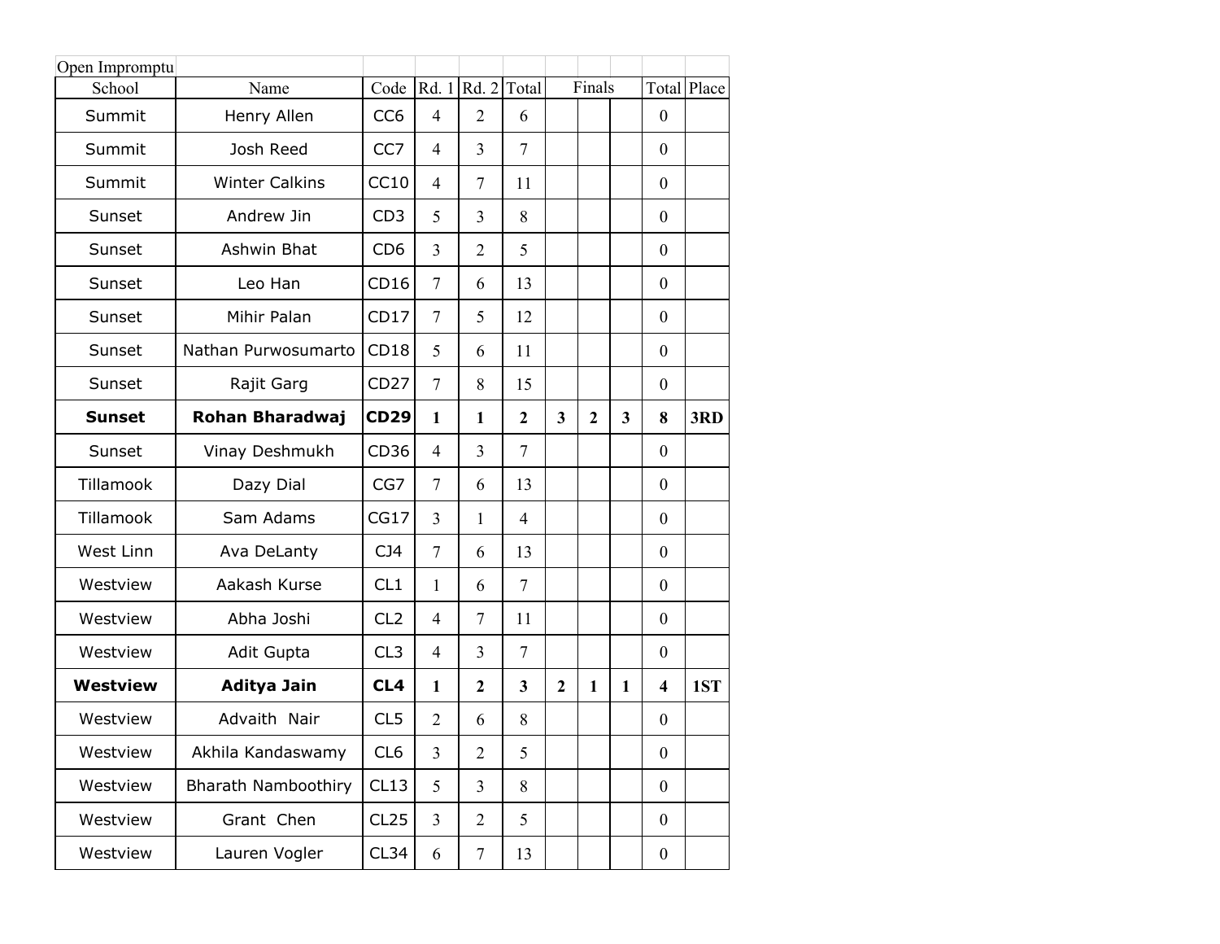Open Impromptu

| School | Name | Code | Rd. 1 | Rd. 2 | Total | Finals | | | Total | Place |
|---|---|---|---|---|---|---|---|---|---|---|
| Summit | Henry Allen | CC6 | 4 | 2 | 6 | | | | 0 | |
| Summit | Josh Reed | CC7 | 4 | 3 | 7 | | | | 0 | |
| Summit | Winter Calkins | CC10 | 4 | 7 | 11 | | | | 0 | |
| Sunset | Andrew Jin | CD3 | 5 | 3 | 8 | | | | 0 | |
| Sunset | Ashwin Bhat | CD6 | 3 | 2 | 5 | | | | 0 | |
| Sunset | Leo Han | CD16 | 7 | 6 | 13 | | | | 0 | |
| Sunset | Mihir Palan | CD17 | 7 | 5 | 12 | | | | 0 | |
| Sunset | Nathan Purwosumarto | CD18 | 5 | 6 | 11 | | | | 0 | |
| Sunset | Rajit Garg | CD27 | 7 | 8 | 15 | | | | 0 | |
| **Sunset** | **Rohan Bharadwaj** | **CD29** | **1** | **1** | **2** | **3** | **2** | **3** | **8** | **3RD** |
| Sunset | Vinay Deshmukh | CD36 | 4 | 3 | 7 | | | | 0 | |
| Tillamook | Dazy Dial | CG7 | 7 | 6 | 13 | | | | 0 | |
| Tillamook | Sam Adams | CG17 | 3 | 1 | 4 | | | | 0 | |
| West Linn | Ava DeLanty | CJ4 | 7 | 6 | 13 | | | | 0 | |
| Westview | Aakash Kurse | CL1 | 1 | 6 | 7 | | | | 0 | |
| Westview | Abha Joshi | CL2 | 4 | 7 | 11 | | | | 0 | |
| Westview | Adit Gupta | CL3 | 4 | 3 | 7 | | | | 0 | |
| **Westview** | **Aditya Jain** | **CL4** | **1** | **2** | **3** | **2** | **1** | **1** | **4** | **1ST** |
| Westview | Advaith Nair | CL5 | 2 | 6 | 8 | | | | 0 | |
| Westview | Akhila Kandaswamy | CL6 | 3 | 2 | 5 | | | | 0 | |
| Westview | Bharath Namboothiry | CL13 | 5 | 3 | 8 | | | | 0 | |
| Westview | Grant Chen | CL25 | 3 | 2 | 5 | | | | 0 | |
| Westview | Lauren Vogler | CL34 | 6 | 7 | 13 | | | | 0 | |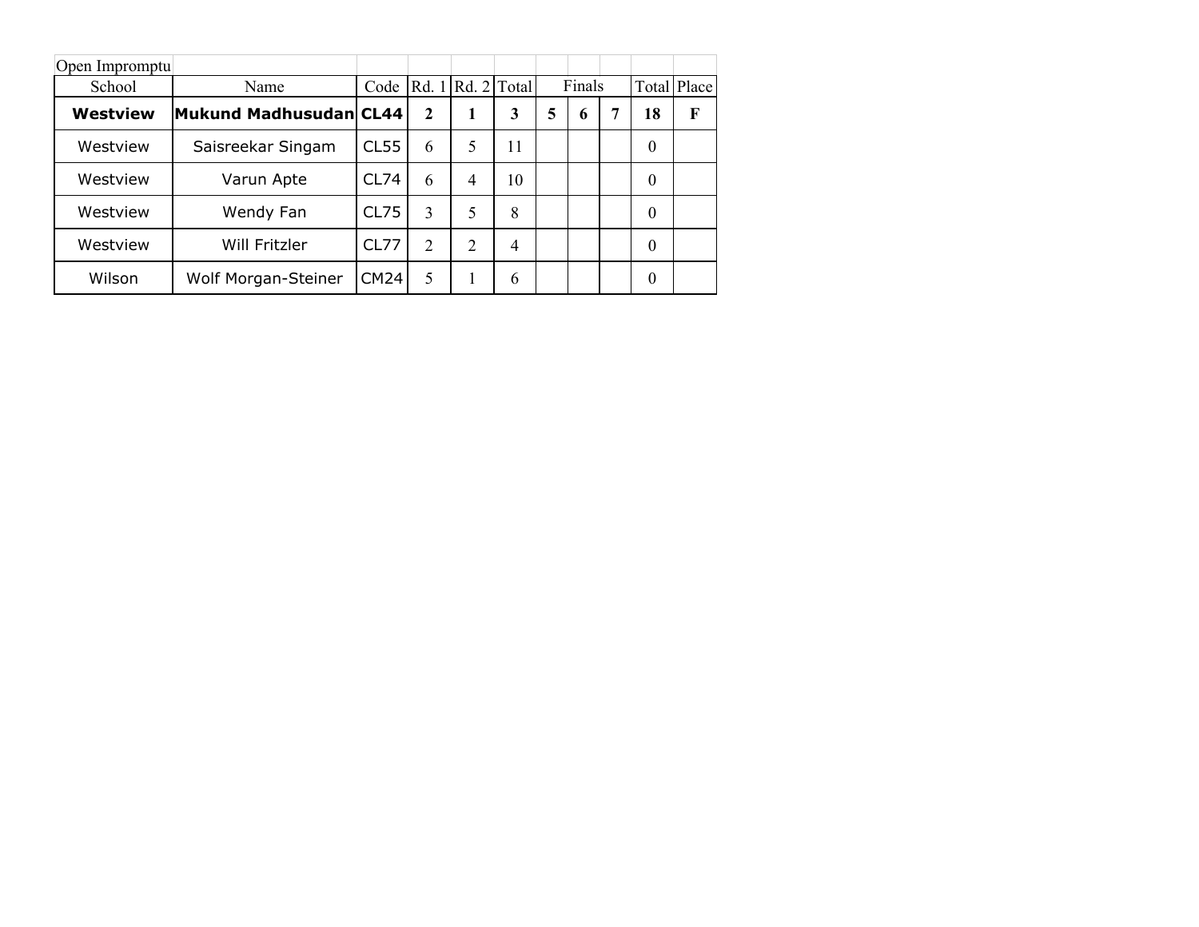Open Impromptu

| School | Name | Code | Rd. 1 | Rd. 2 | Total | Finals | | | Total | Place |
|---|---|---|---|---|---|---|---|---|---|---|
| **Westview** | **Mukund Madhusudan** | **CL44** | **2** | **1** | **3** | **5** | **6** | **7** | **18** | **F** |
| Westview | Saisreekar Singam | CL55 | 6 | 5 | 11 | | | | 0 | |
| Westview | Varun Apte | CL74 | 6 | 4 | 10 | | | | 0 | |
| Westview | Wendy Fan | CL75 | 3 | 5 | 8 | | | | 0 | |
| Westview | Will Fritzler | CL77 | 2 | 2 | 4 | | | | 0 | |
| Wilson | Wolf Morgan-Steiner | CM24 | 5 | 1 | 6 | | | | 0 | |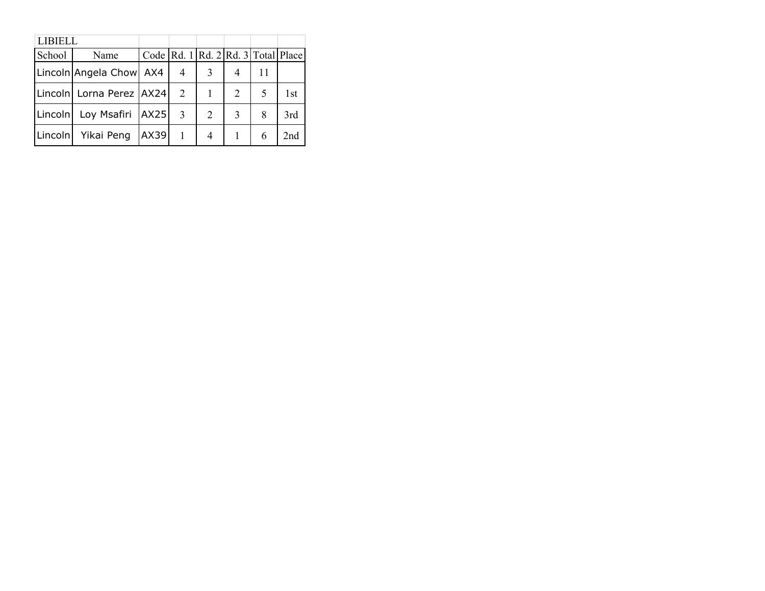LIBIELL

| School | Name | Code | Rd. 1 | Rd. 2 | Rd. 3 | Total | Place |
|---|---|---|---|---|---|---|---|
| Lincoln | Angela Chow | AX4 | 4 | 3 | 4 | 11 | |
| Lincoln | Lorna Perez | AX24 | 2 | 1 | 2 | 5 | 1st |
| Lincoln | Loy Msafiri | AX25 | 3 | 2 | 3 | 8 | 3rd |
| Lincoln | Yikai Peng | AX39 | 1 | 4 | 1 | 6 | 2nd |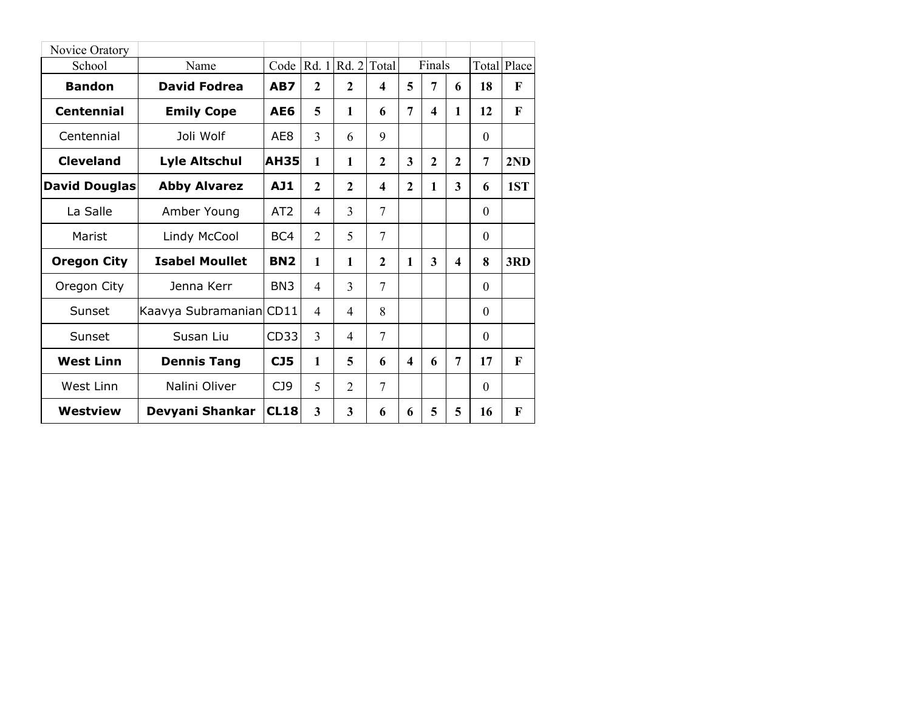Novice Oratory

| School | Name | Code | Rd. 1 | Rd. 2 | Total | Finals | | | Total | Place |
|---|---|---|---|---|---|---|---|---|---|---|
| **Bandon** | **David Fodrea** | **AB7** | **2** | **2** | **4** | **5** | **7** | **6** | **18** | **F** |
| **Centennial** | **Emily Cope** | **AE6** | **5** | **1** | **6** | **7** | **4** | **1** | **12** | **F** |
| Centennial | Joli Wolf | AE8 | 3 | 6 | 9 | | | | 0 | |
| **Cleveland** | **Lyle Altschul** | **AH35** | **1** | **1** | **2** | **3** | **2** | **2** | **7** | **2ND** |
| **David Douglas** | **Abby Alvarez** | **AJ1** | **2** | **2** | **4** | **2** | **1** | **3** | **6** | **1ST** |
| La Salle | Amber Young | AT2 | 4 | 3 | 7 | | | | 0 | |
| Marist | Lindy McCool | BC4 | 2 | 5 | 7 | | | | 0 | |
| **Oregon City** | **Isabel Moullet** | **BN2** | **1** | **1** | **2** | **1** | **3** | **4** | **8** | **3RD** |
| Oregon City | Jenna Kerr | BN3 | 4 | 3 | 7 | | | | 0 | |
| Sunset | Kaavya Subramanian | CD11 | 4 | 4 | 8 | | | | 0 | |
| Sunset | Susan Liu | CD33 | 3 | 4 | 7 | | | | 0 | |
| **West Linn** | **Dennis Tang** | **CJ5** | **1** | **5** | **6** | **4** | **6** | **7** | **17** | **F** |
| West Linn | Nalini Oliver | CJ9 | 5 | 2 | 7 | | | | 0 | |
| **Westview** | **Devyani Shankar** | **CL18** | **3** | **3** | **6** | **6** | **5** | **5** | **16** | **F** |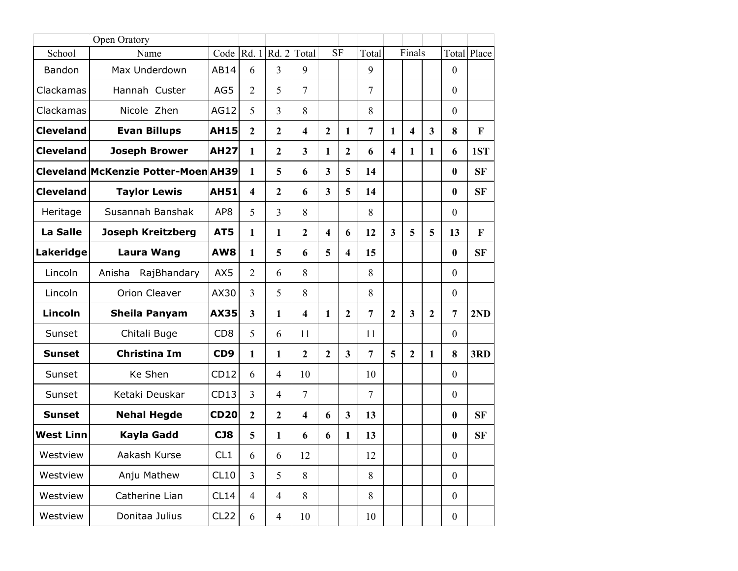Open Oratory

| School | Name | Code | Rd. 1 | Rd. 2 | Total | SF | | Total | Finals | | | Total | Place |
|---|---|---|---|---|---|---|---|---|---|---|---|---|---|
| Bandon | Max Underdown | AB14 | 6 | 3 | 9 | | | 9 | | | | 0 | |
| Clackamas | Hannah Custer | AG5 | 2 | 5 | 7 | | | 7 | | | | 0 | |
| Clackamas | Nicole Zhen | AG12 | 5 | 3 | 8 | | | 8 | | | | 0 | |
| **Cleveland** | **Evan Billups** | **AH15** | **2** | **2** | **4** | **2** | **1** | **7** | **1** | **4** | **3** | **8** | **F** |
| **Cleveland** | **Joseph Brower** | **AH27** | **1** | **2** | **3** | **1** | **2** | **6** | **4** | **1** | **1** | **6** | **1ST** |
| **Cleveland** | **McKenzie Potter-Moen** | **AH39** | **1** | **5** | **6** | **3** | **5** | **14** | | | | **0** | **SF** |
| **Cleveland** | **Taylor Lewis** | **AH51** | **4** | **2** | **6** | **3** | **5** | **14** | | | | **0** | **SF** |
| Heritage | Susannah Banshak | AP8 | 5 | 3 | 8 | | | 8 | | | | 0 | |
| **La Salle** | **Joseph Kreitzberg** | **AT5** | **1** | **1** | **2** | **4** | **6** | **12** | **3** | **5** | **5** | **13** | **F** |
| **Lakeridge** | **Laura Wang** | **AW8** | **1** | **5** | **6** | **5** | **4** | **15** | | | | **0** | **SF** |
| Lincoln | Anisha RajBhandary | AX5 | 2 | 6 | 8 | | | 8 | | | | 0 | |
| Lincoln | Orion Cleaver | AX30 | 3 | 5 | 8 | | | 8 | | | | 0 | |
| **Lincoln** | **Sheila Panyam** | **AX35** | **3** | **1** | **4** | **1** | **2** | **7** | **2** | **3** | **2** | **7** | **2ND** |
| Sunset | Chitali Buge | CD8 | 5 | 6 | 11 | | | 11 | | | | 0 | |
| **Sunset** | **Christina Im** | **CD9** | **1** | **1** | **2** | **2** | **3** | **7** | **5** | **2** | **1** | **8** | **3RD** |
| Sunset | Ke Shen | CD12 | 6 | 4 | 10 | | | 10 | | | | 0 | |
| Sunset | Ketaki Deuskar | CD13 | 3 | 4 | 7 | | | 7 | | | | 0 | |
| **Sunset** | **Nehal Hegde** | **CD20** | **2** | **2** | **4** | **6** | **3** | **13** | | | | **0** | **SF** |
| **West Linn** | **Kayla Gadd** | **CJ8** | **5** | **1** | **6** | **6** | **1** | **13** | | | | **0** | **SF** |
| Westview | Aakash Kurse | CL1 | 6 | 6 | 12 | | | 12 | | | | 0 | |
| Westview | Anju Mathew | CL10 | 3 | 5 | 8 | | | 8 | | | | 0 | |
| Westview | Catherine Lian | CL14 | 4 | 4 | 8 | | | 8 | | | | 0 | |
| Westview | Donitaa Julius | CL22 | 6 | 4 | 10 | | | 10 | | | | 0 | |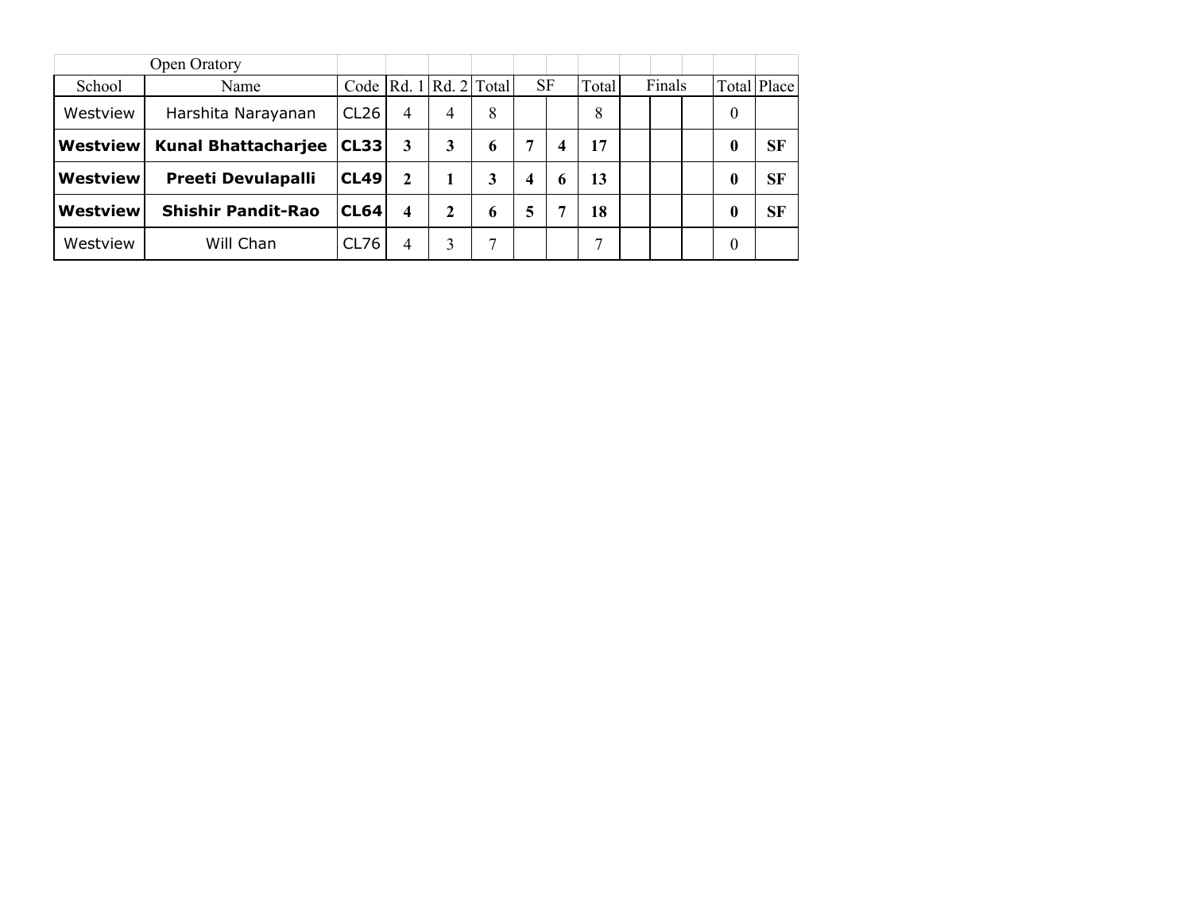| | Open Oratory | | | | | | | | | | | | |
|---|---|---|---|---|---|---|---|---|---|---|---|---|---|
| School | Name | Code | Rd. 1 | Rd. 2 | Total | SF | | Total | Finals | | | Total | Place |
| Westview | Harshita Narayanan | CL26 | 4 | 4 | 8 | | | 8 | | | | 0 | |
| **Westview** | **Kunal Bhattacharjee** | **CL33** | **3** | **3** | **6** | **7** | **4** | **17** | | | | **0** | **SF** |
| **Westview** | **Preeti Devulapalli** | **CL49** | **2** | **1** | **3** | **4** | **6** | **13** | | | | **0** | **SF** |
| **Westview** | **Shishir Pandit-Rao** | **CL64** | **4** | **2** | **6** | **5** | **7** | **18** | | | | **0** | **SF** |
| Westview | Will Chan | CL76 | 4 | 3 | 7 | | | 7 | | | | 0 | |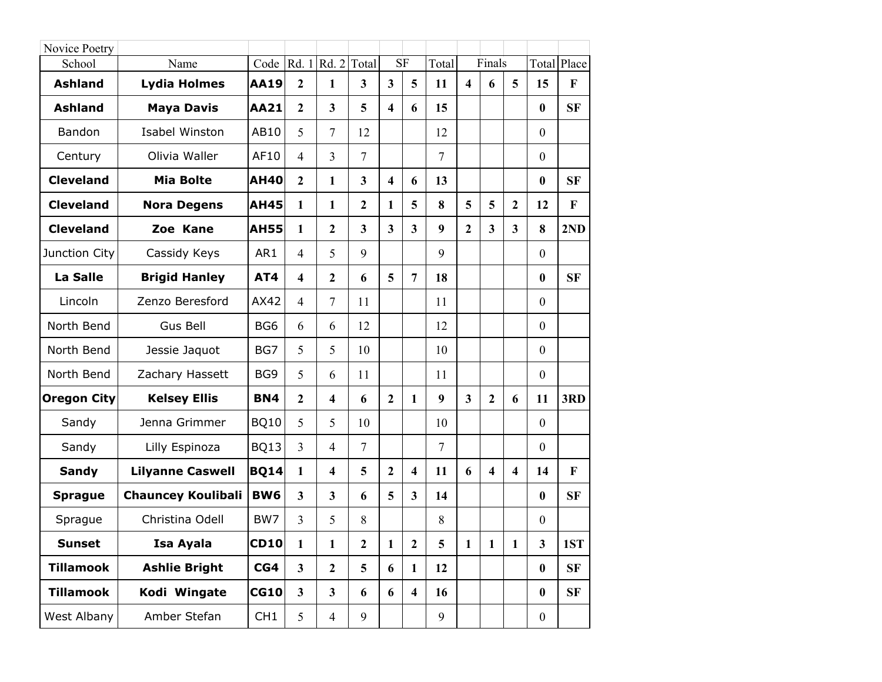Novice Poetry

| School | Name | Code | Rd. 1 | Rd. 2 | Total | SF | | Total | Finals | | | Total | Place |
|---|---|---|---|---|---|---|---|---|---|---|---|---|---|
| **Ashland** | **Lydia Holmes** | **AA19** | **2** | **1** | **3** | **3** | **5** | **11** | **4** | **6** | **5** | **15** | **F** |
| **Ashland** | **Maya Davis** | **AA21** | **2** | **3** | **5** | **4** | **6** | **15** | | | | **0** | **SF** |
| Bandon | Isabel Winston | AB10 | 5 | 7 | 12 | | | 12 | | | | 0 | |
| Century | Olivia Waller | AF10 | 4 | 3 | 7 | | | 7 | | | | 0 | |
| **Cleveland** | **Mia Bolte** | **AH40** | **2** | **1** | **3** | **4** | **6** | **13** | | | | **0** | **SF** |
| **Cleveland** | **Nora Degens** | **AH45** | **1** | **1** | **2** | **1** | **5** | **8** | **5** | **5** | **2** | **12** | **F** |
| **Cleveland** | **Zoe Kane** | **AH55** | **1** | **2** | **3** | **3** | **3** | **9** | **2** | **3** | **3** | **8** | **2ND** |
| Junction City | Cassidy Keys | AR1 | 4 | 5 | 9 | | | 9 | | | | 0 | |
| **La Salle** | **Brigid Hanley** | **AT4** | **4** | **2** | **6** | **5** | **7** | **18** | | | | **0** | **SF** |
| Lincoln | Zenzo Beresford | AX42 | 4 | 7 | 11 | | | 11 | | | | 0 | |
| North Bend | Gus Bell | BG6 | 6 | 6 | 12 | | | 12 | | | | 0 | |
| North Bend | Jessie Jaquot | BG7 | 5 | 5 | 10 | | | 10 | | | | 0 | |
| North Bend | Zachary Hassett | BG9 | 5 | 6 | 11 | | | 11 | | | | 0 | |
| **Oregon City** | **Kelsey Ellis** | **BN4** | **2** | **4** | **6** | **2** | **1** | **9** | **3** | **2** | **6** | **11** | **3RD** |
| Sandy | Jenna Grimmer | BQ10 | 5 | 5 | 10 | | | 10 | | | | 0 | |
| Sandy | Lilly Espinoza | BQ13 | 3 | 4 | 7 | | | 7 | | | | 0 | |
| **Sandy** | **Lilyanne Caswell** | **BQ14** | **1** | **4** | **5** | **2** | **4** | **11** | **6** | **4** | **4** | **14** | **F** |
| **Sprague** | **Chauncey Koulibali** | **BW6** | **3** | **3** | **6** | **5** | **3** | **14** | | | | **0** | **SF** |
| Sprague | Christina Odell | BW7 | 3 | 5 | 8 | | | 8 | | | | 0 | |
| **Sunset** | **Isa Ayala** | **CD10** | **1** | **1** | **2** | **1** | **2** | **5** | **1** | **1** | **1** | **3** | **1ST** |
| **Tillamook** | **Ashlie Bright** | **CG4** | **3** | **2** | **5** | **6** | **1** | **12** | | | | **0** | **SF** |
| **Tillamook** | **Kodi Wingate** | **CG10** | **3** | **3** | **6** | **6** | **4** | **16** | | | | **0** | **SF** |
| West Albany | Amber Stefan | CH1 | 5 | 4 | 9 | | | 9 | | | | 0 | |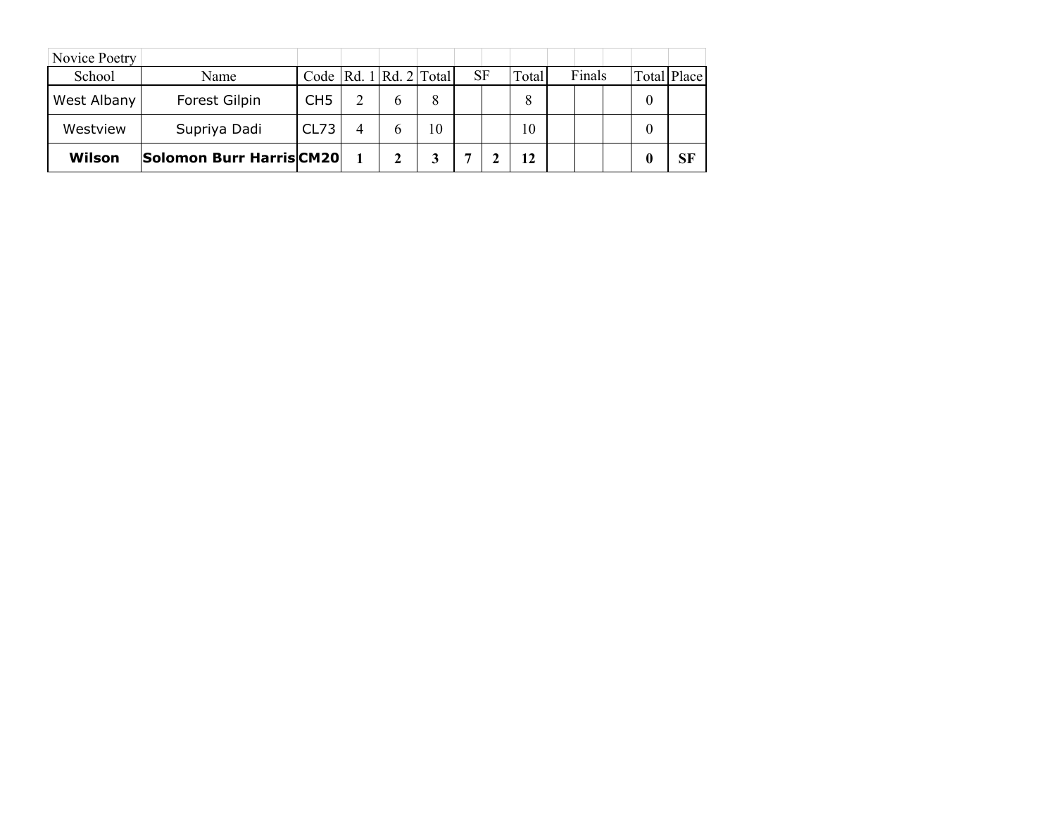Novice Poetry

| School | Name | Code | Rd. 1 | Rd. 2 | Total | SF | | Total | Finals | | | Total | Place |
|---|---|---|---|---|---|---|---|---|---|---|---|---|---|
| West Albany | Forest Gilpin | CH5 | 2 | 6 | 8 | | | 8 | | | | 0 | |
| Westview | Supriya Dadi | CL73 | 4 | 6 | 10 | | | 10 | | | | 0 | |
| **Wilson** | **Solomon Burr Harris** | **CM20** | **1** | **2** | **3** | **7** | **2** | **12** | | | | **0** | **SF** |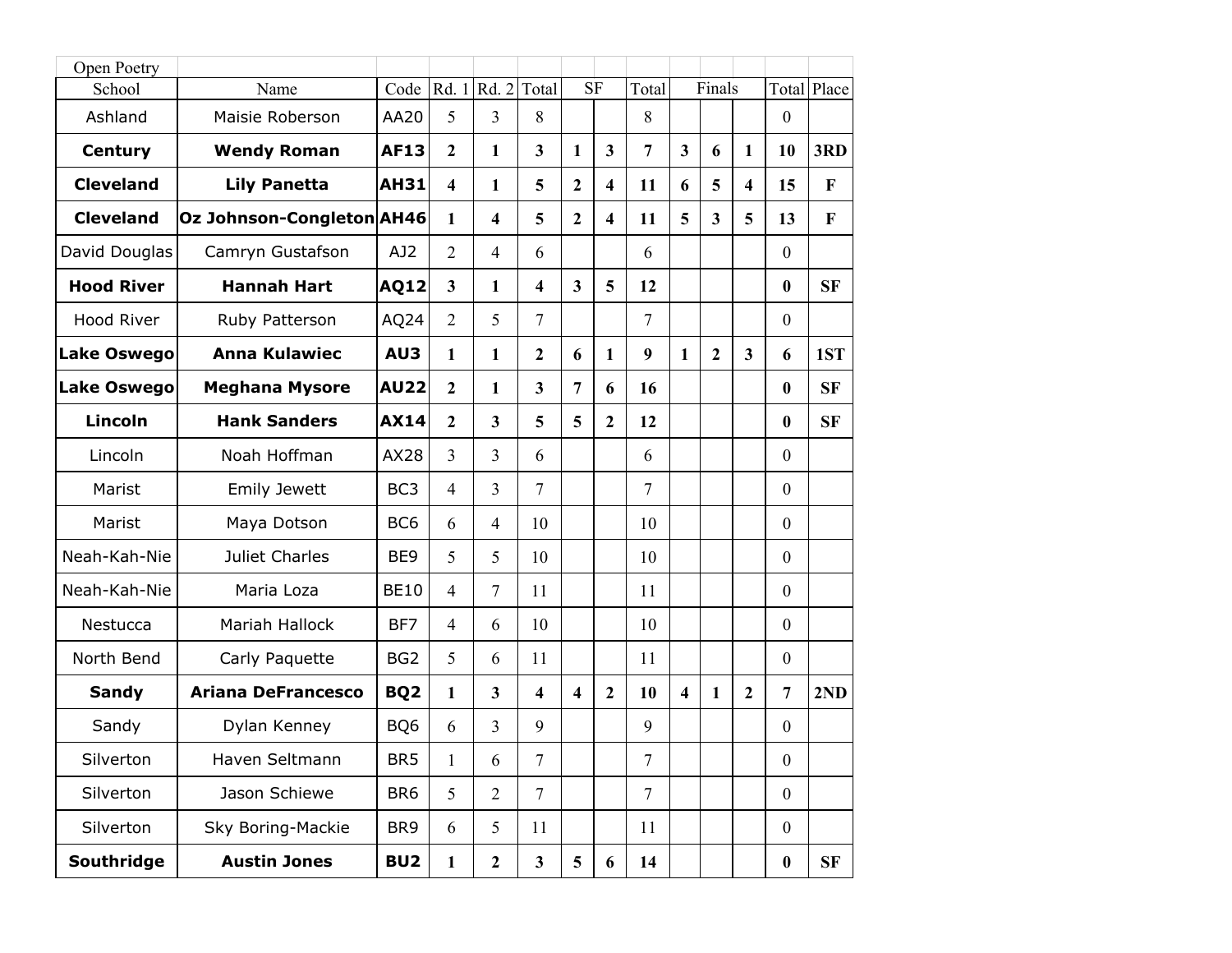Open Poetry

| School | Name | Code | Rd. 1 | Rd. 2 | Total | SF | | Total | Finals | | | Total | Place |
|---|---|---|---|---|---|---|---|---|---|---|---|---|---|
| Ashland | Maisie Roberson | AA20 | 5 | 3 | 8 | | | 8 | | | | 0 | |
| **Century** | **Wendy Roman** | **AF13** | **2** | **1** | **3** | **1** | **3** | **7** | **3** | **6** | **1** | **10** | **3RD** |
| **Cleveland** | **Lily Panetta** | **AH31** | **4** | **1** | **5** | **2** | **4** | **11** | **6** | **5** | **4** | **15** | **F** |
| **Cleveland** | **Oz Johnson-Congleton** | **AH46** | **1** | **4** | **5** | **2** | **4** | **11** | **5** | **3** | **5** | **13** | **F** |
| David Douglas | Camryn Gustafson | AJ2 | 2 | 4 | 6 | | | 6 | | | | 0 | |
| **Hood River** | **Hannah Hart** | **AQ12** | **3** | **1** | **4** | **3** | **5** | **12** | | | | **0** | **SF** |
| Hood River | Ruby Patterson | AQ24 | 2 | 5 | 7 | | | 7 | | | | 0 | |
| **Lake Oswego** | **Anna Kulawiec** | **AU3** | **1** | **1** | **2** | **6** | **1** | **9** | **1** | **2** | **3** | **6** | **1ST** |
| **Lake Oswego** | **Meghana Mysore** | **AU22** | **2** | **1** | **3** | **7** | **6** | **16** | | | | **0** | **SF** |
| **Lincoln** | **Hank Sanders** | **AX14** | **2** | **3** | **5** | **5** | **2** | **12** | | | | **0** | **SF** |
| Lincoln | Noah Hoffman | AX28 | 3 | 3 | 6 | | | 6 | | | | 0 | |
| Marist | Emily Jewett | BC3 | 4 | 3 | 7 | | | 7 | | | | 0 | |
| Marist | Maya Dotson | BC6 | 6 | 4 | 10 | | | 10 | | | | 0 | |
| Neah-Kah-Nie | Juliet Charles | BE9 | 5 | 5 | 10 | | | 10 | | | | 0 | |
| Neah-Kah-Nie | Maria Loza | BE10 | 4 | 7 | 11 | | | 11 | | | | 0 | |
| Nestucca | Mariah Hallock | BF7 | 4 | 6 | 10 | | | 10 | | | | 0 | |
| North Bend | Carly Paquette | BG2 | 5 | 6 | 11 | | | 11 | | | | 0 | |
| **Sandy** | **Ariana DeFrancesco** | **BQ2** | **1** | **3** | **4** | **4** | **2** | **10** | **4** | **1** | **2** | **7** | **2ND** |
| Sandy | Dylan Kenney | BQ6 | 6 | 3 | 9 | | | 9 | | | | 0 | |
| Silverton | Haven Seltmann | BR5 | 1 | 6 | 7 | | | 7 | | | | 0 | |
| Silverton | Jason Schiewe | BR6 | 5 | 2 | 7 | | | 7 | | | | 0 | |
| Silverton | Sky Boring-Mackie | BR9 | 6 | 5 | 11 | | | 11 | | | | 0 | |
| **Southridge** | **Austin Jones** | **BU2** | **1** | **2** | **3** | **5** | **6** | **14** | | | | **0** | **SF** |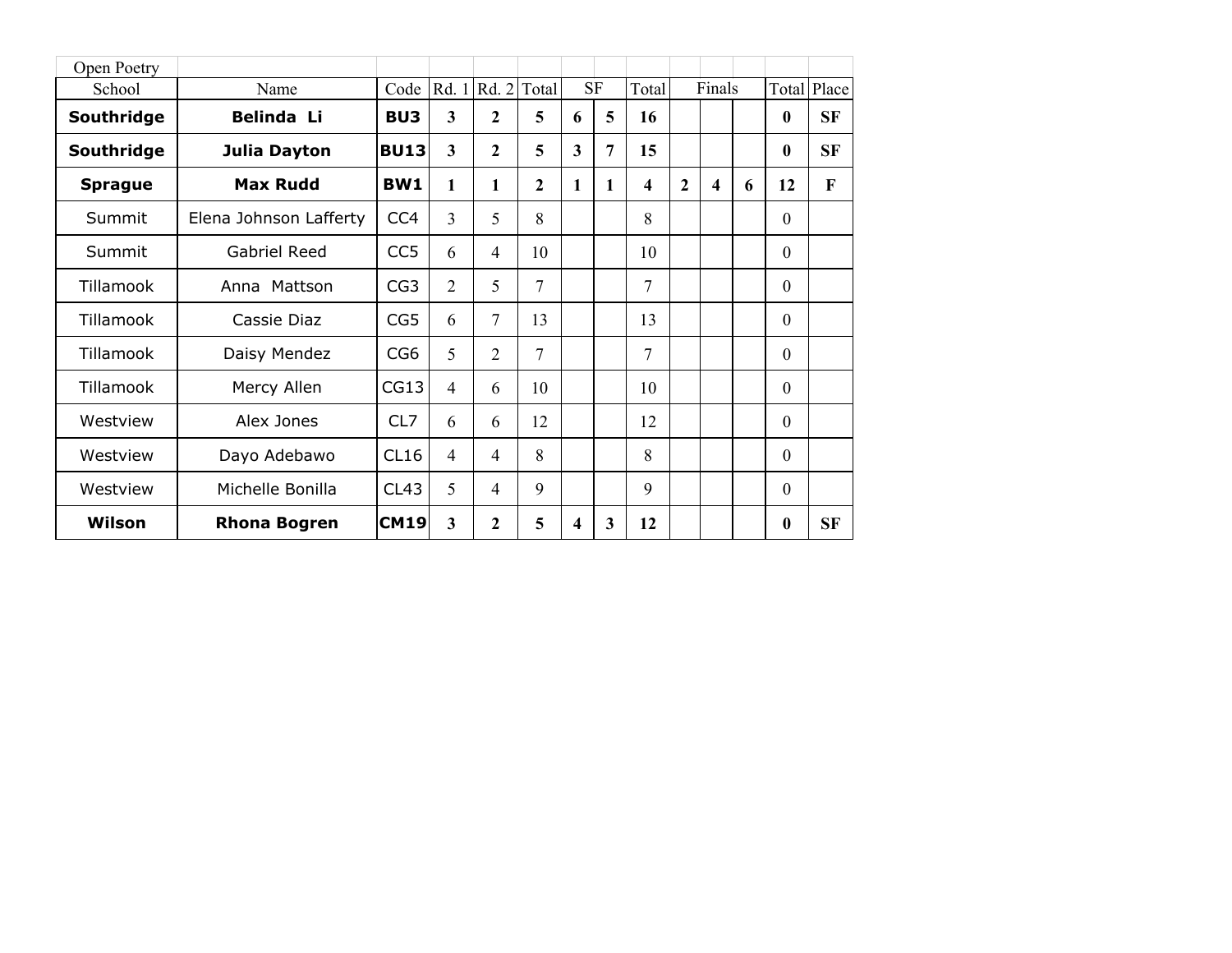Open Poetry

| School | Name | Code | Rd. 1 | Rd. 2 | Total | SF | | Total | Finals | | | Total | Place |
|---|---|---|---|---|---|---|---|---|---|---|---|---|---|
| **Southridge** | **Belinda Li** | **BU3** | **3** | **2** | **5** | **6** | **5** | **16** | | | | **0** | **SF** |
| **Southridge** | **Julia Dayton** | **BU13** | **3** | **2** | **5** | **3** | **7** | **15** | | | | **0** | **SF** |
| **Sprague** | **Max Rudd** | **BW1** | **1** | **1** | **2** | **1** | **1** | **4** | **2** | **4** | **6** | **12** | **F** |
| Summit | Elena Johnson Lafferty | CC4 | 3 | 5 | 8 | | | 8 | | | | 0 | |
| Summit | Gabriel Reed | CC5 | 6 | 4 | 10 | | | 10 | | | | 0 | |
| Tillamook | Anna Mattson | CG3 | 2 | 5 | 7 | | | 7 | | | | 0 | |
| Tillamook | Cassie Diaz | CG5 | 6 | 7 | 13 | | | 13 | | | | 0 | |
| Tillamook | Daisy Mendez | CG6 | 5 | 2 | 7 | | | 7 | | | | 0 | |
| Tillamook | Mercy Allen | CG13 | 4 | 6 | 10 | | | 10 | | | | 0 | |
| Westview | Alex Jones | CL7 | 6 | 6 | 12 | | | 12 | | | | 0 | |
| Westview | Dayo Adebawo | CL16 | 4 | 4 | 8 | | | 8 | | | | 0 | |
| Westview | Michelle Bonilla | CL43 | 5 | 4 | 9 | | | 9 | | | | 0 | |
| **Wilson** | **Rhona Bogren** | **CM19** | **3** | **2** | **5** | **4** | **3** | **12** | | | | **0** | **SF** |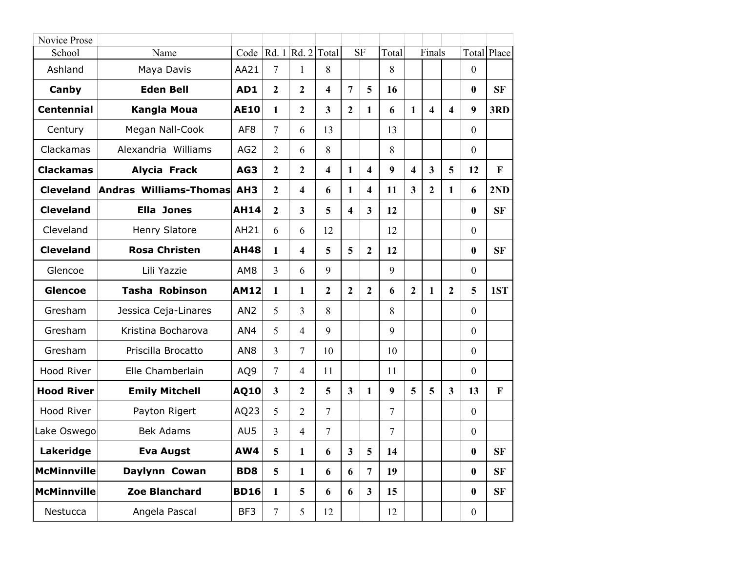| Novice Prose | | | | | | | | | | | | | |
|---|---|---|---|---|---|---|---|---|---|---|---|---|---|
| School | Name | Code | Rd. 1 | Rd. 2 | Total | SF | | Total | Finals | | | Total | Place |
| Ashland | Maya Davis | AA21 | 7 | 1 | 8 | | | 8 | | | | 0 | |
| **Canby** | **Eden Bell** | **AD1** | **2** | **2** | **4** | **7** | **5** | **16** | | | | **0** | **SF** |
| **Centennial** | **Kangla Moua** | **AE10** | **1** | **2** | **3** | **2** | **1** | **6** | **1** | **4** | **4** | **9** | **3RD** |
| Century | Megan Nall-Cook | AF8 | 7 | 6 | 13 | | | 13 | | | | 0 | |
| Clackamas | Alexandria Williams | AG2 | 2 | 6 | 8 | | | 8 | | | | 0 | |
| **Clackamas** | **Alycia Frack** | **AG3** | **2** | **2** | **4** | **1** | **4** | **9** | **4** | **3** | **5** | **12** | **F** |
| **Cleveland** | **Andras Williams-Thomas** | **AH3** | **2** | **4** | **6** | **1** | **4** | **11** | **3** | **2** | **1** | **6** | **2ND** |
| **Cleveland** | **Ella Jones** | **AH14** | **2** | **3** | **5** | **4** | **3** | **12** | | | | **0** | **SF** |
| Cleveland | Henry Slatore | AH21 | 6 | 6 | 12 | | | 12 | | | | 0 | |
| **Cleveland** | **Rosa Christen** | **AH48** | **1** | **4** | **5** | **5** | **2** | **12** | | | | **0** | **SF** |
| Glencoe | Lili Yazzie | AM8 | 3 | 6 | 9 | | | 9 | | | | 0 | |
| **Glencoe** | **Tasha Robinson** | **AM12** | **1** | **1** | **2** | **2** | **2** | **6** | **2** | **1** | **2** | **5** | **1ST** |
| Gresham | Jessica Ceja-Linares | AN2 | 5 | 3 | 8 | | | 8 | | | | 0 | |
| Gresham | Kristina Bocharova | AN4 | 5 | 4 | 9 | | | 9 | | | | 0 | |
| Gresham | Priscilla Brocatto | AN8 | 3 | 7 | 10 | | | 10 | | | | 0 | |
| Hood River | Elle Chamberlain | AQ9 | 7 | 4 | 11 | | | 11 | | | | 0 | |
| **Hood River** | **Emily Mitchell** | **AQ10** | **3** | **2** | **5** | **3** | **1** | **9** | **5** | **5** | **3** | **13** | **F** |
| Hood River | Payton Rigert | AQ23 | 5 | 2 | 7 | | | 7 | | | | 0 | |
| Lake Oswego | Bek Adams | AU5 | 3 | 4 | 7 | | | 7 | | | | 0 | |
| **Lakeridge** | **Eva Augst** | **AW4** | **5** | **1** | **6** | **3** | **5** | **14** | | | | **0** | **SF** |
| **McMinnville** | **Daylynn Cowan** | **BD8** | **5** | **1** | **6** | **6** | **7** | **19** | | | | **0** | **SF** |
| **McMinnville** | **Zoe Blanchard** | **BD16** | **1** | **5** | **6** | **6** | **3** | **15** | | | | **0** | **SF** |
| Nestucca | Angela Pascal | BF3 | 7 | 5 | 12 | | | 12 | | | | 0 | |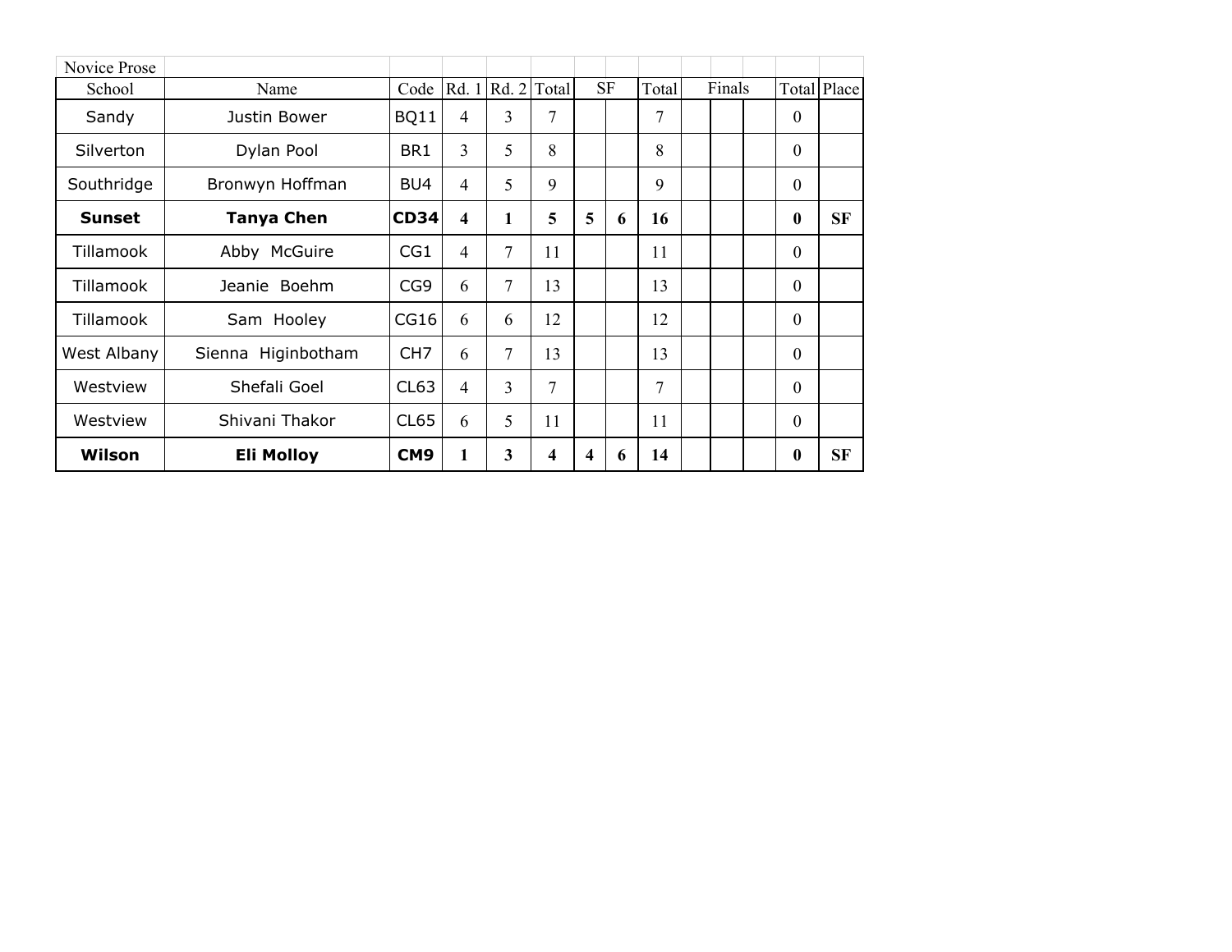Novice Prose

| School | Name | Code | Rd. 1 | Rd. 2 | Total | SF | | Total | Finals | | | Total | Place |
|---|---|---|---|---|---|---|---|---|---|---|---|---|---|
| Sandy | Justin Bower | BQ11 | 4 | 3 | 7 | | | 7 | | | | 0 | |
| Silverton | Dylan Pool | BR1 | 3 | 5 | 8 | | | 8 | | | | 0 | |
| Southridge | Bronwyn Hoffman | BU4 | 4 | 5 | 9 | | | 9 | | | | 0 | |
| **Sunset** | **Tanya Chen** | **CD34** | **4** | **1** | **5** | **5** | **6** | **16** | | | | **0** | **SF** |
| Tillamook | Abby McGuire | CG1 | 4 | 7 | 11 | | | 11 | | | | 0 | |
| Tillamook | Jeanie Boehm | CG9 | 6 | 7 | 13 | | | 13 | | | | 0 | |
| Tillamook | Sam Hooley | CG16 | 6 | 6 | 12 | | | 12 | | | | 0 | |
| West Albany | Sienna Higinbotham | CH7 | 6 | 7 | 13 | | | 13 | | | | 0 | |
| Westview | Shefali Goel | CL63 | 4 | 3 | 7 | | | 7 | | | | 0 | |
| Westview | Shivani Thakor | CL65 | 6 | 5 | 11 | | | 11 | | | | 0 | |
| **Wilson** | **Eli Molloy** | **CM9** | **1** | **3** | **4** | **4** | **6** | **14** | | | | **0** | **SF** |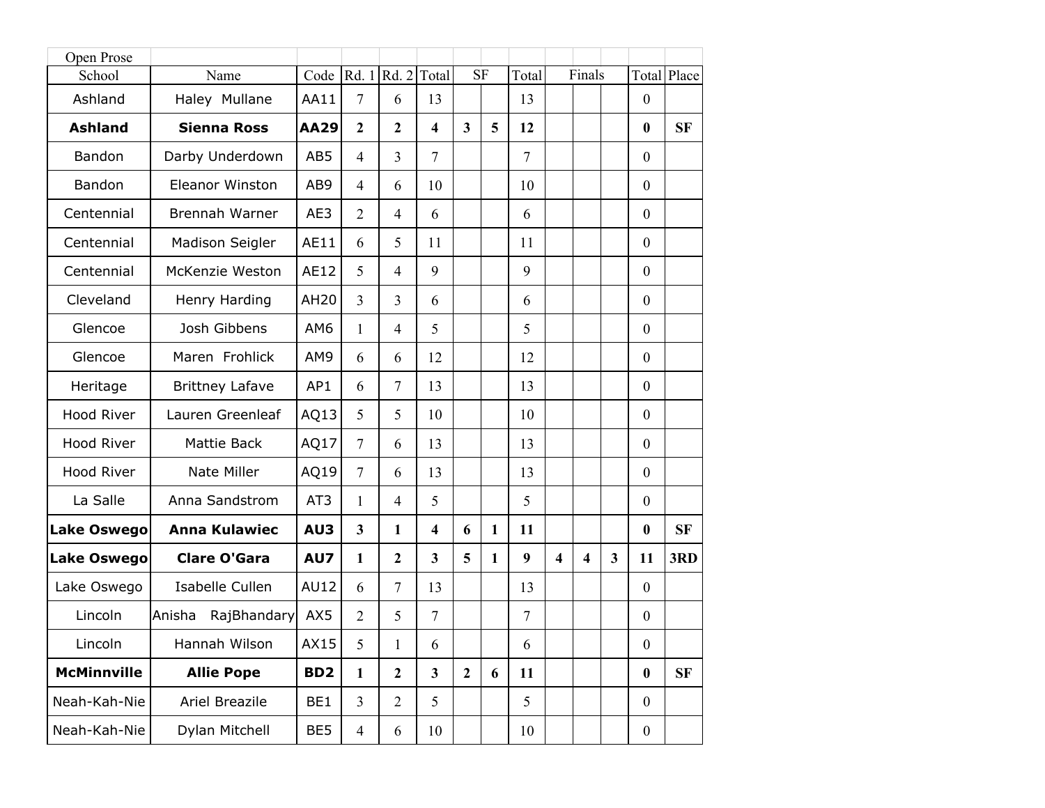Open Prose

| School | Name | Code | Rd. 1 | Rd. 2 | Total | SF | | Total | Finals | | | Total | Place |
|---|---|---|---|---|---|---|---|---|---|---|---|---|---|
| Ashland | Haley Mullane | AA11 | 7 | 6 | 13 | | | 13 | | | | 0 | |
| **Ashland** | **Sienna Ross** | **AA29** | **2** | **2** | **4** | **3** | **5** | **12** | | | | **0** | **SF** |
| Bandon | Darby Underdown | AB5 | 4 | 3 | 7 | | | 7 | | | | 0 | |
| Bandon | Eleanor Winston | AB9 | 4 | 6 | 10 | | | 10 | | | | 0 | |
| Centennial | Brennah Warner | AE3 | 2 | 4 | 6 | | | 6 | | | | 0 | |
| Centennial | Madison Seigler | AE11 | 6 | 5 | 11 | | | 11 | | | | 0 | |
| Centennial | McKenzie Weston | AE12 | 5 | 4 | 9 | | | 9 | | | | 0 | |
| Cleveland | Henry Harding | AH20 | 3 | 3 | 6 | | | 6 | | | | 0 | |
| Glencoe | Josh Gibbens | AM6 | 1 | 4 | 5 | | | 5 | | | | 0 | |
| Glencoe | Maren Frohlick | AM9 | 6 | 6 | 12 | | | 12 | | | | 0 | |
| Heritage | Brittney Lafave | AP1 | 6 | 7 | 13 | | | 13 | | | | 0 | |
| Hood River | Lauren Greenleaf | AQ13 | 5 | 5 | 10 | | | 10 | | | | 0 | |
| Hood River | Mattie Back | AQ17 | 7 | 6 | 13 | | | 13 | | | | 0 | |
| Hood River | Nate Miller | AQ19 | 7 | 6 | 13 | | | 13 | | | | 0 | |
| La Salle | Anna Sandstrom | AT3 | 1 | 4 | 5 | | | 5 | | | | 0 | |
| **Lake Oswego** | **Anna Kulawiec** | **AU3** | **3** | **1** | **4** | **6** | **1** | **11** | | | | **0** | **SF** |
| **Lake Oswego** | **Clare O'Gara** | **AU7** | **1** | **2** | **3** | **5** | **1** | **9** | **4** | **4** | **3** | **11** | **3RD** |
| Lake Oswego | Isabelle Cullen | AU12 | 6 | 7 | 13 | | | 13 | | | | 0 | |
| Lincoln | Anisha RajBhandary | AX5 | 2 | 5 | 7 | | | 7 | | | | 0 | |
| Lincoln | Hannah Wilson | AX15 | 5 | 1 | 6 | | | 6 | | | | 0 | |
| **McMinnville** | **Allie Pope** | **BD2** | **1** | **2** | **3** | **2** | **6** | **11** | | | | **0** | **SF** |
| Neah-Kah-Nie | Ariel Breazile | BE1 | 3 | 2 | 5 | | | 5 | | | | 0 | |
| Neah-Kah-Nie | Dylan Mitchell | BE5 | 4 | 6 | 10 | | | 10 | | | | 0 | |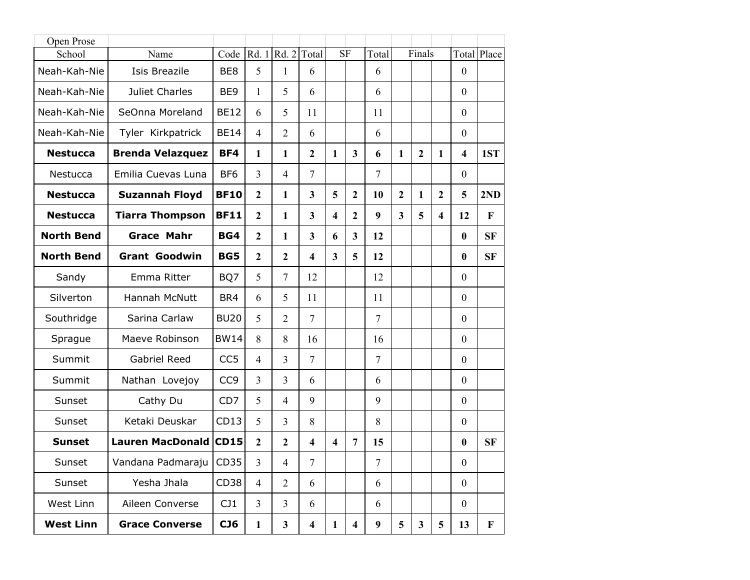Open Prose

| School | Name | Code | Rd. 1 | Rd. 2 | Total | SF | | Total | Finals | | | Total | Place |
|---|---|---|---|---|---|---|---|---|---|---|---|---|---|
| Neah-Kah-Nie | Isis Breazile | BE8 | 5 | 1 | 6 | | | 6 | | | | 0 | |
| Neah-Kah-Nie | Juliet Charles | BE9 | 1 | 5 | 6 | | | 6 | | | | 0 | |
| Neah-Kah-Nie | SeOnna Moreland | BE12 | 6 | 5 | 11 | | | 11 | | | | 0 | |
| Neah-Kah-Nie | Tyler Kirkpatrick | BE14 | 4 | 2 | 6 | | | 6 | | | | 0 | |
| **Nestucca** | **Brenda Velazquez** | **BF4** | **1** | **1** | **2** | **1** | **3** | **6** | **1** | **2** | **1** | **4** | **1ST** |
| Nestucca | Emilia Cuevas Luna | BF6 | 3 | 4 | 7 | | | 7 | | | | 0 | |
| **Nestucca** | **Suzannah Floyd** | **BF10** | **2** | **1** | **3** | **5** | **2** | **10** | **2** | **1** | **2** | **5** | **2ND** |
| **Nestucca** | **Tiarra Thompson** | **BF11** | **2** | **1** | **3** | **4** | **2** | **9** | **3** | **5** | **4** | **12** | **F** |
| **North Bend** | **Grace Mahr** | **BG4** | **2** | **1** | **3** | **6** | **3** | **12** | | | | **0** | **SF** |
| **North Bend** | **Grant Goodwin** | **BG5** | **2** | **2** | **4** | **3** | **5** | **12** | | | | **0** | **SF** |
| Sandy | Emma Ritter | BQ7 | 5 | 7 | 12 | | | 12 | | | | 0 | |
| Silverton | Hannah McNutt | BR4 | 6 | 5 | 11 | | | 11 | | | | 0 | |
| Southridge | Sarina Carlaw | BU20 | 5 | 2 | 7 | | | 7 | | | | 0 | |
| Sprague | Maeve Robinson | BW14 | 8 | 8 | 16 | | | 16 | | | | 0 | |
| Summit | Gabriel Reed | CC5 | 4 | 3 | 7 | | | 7 | | | | 0 | |
| Summit | Nathan Lovejoy | CC9 | 3 | 3 | 6 | | | 6 | | | | 0 | |
| Sunset | Cathy Du | CD7 | 5 | 4 | 9 | | | 9 | | | | 0 | |
| Sunset | Ketaki Deuskar | CD13 | 5 | 3 | 8 | | | 8 | | | | 0 | |
| **Sunset** | **Lauren MacDonald** | **CD15** | **2** | **2** | **4** | **4** | **7** | **15** | | | | **0** | **SF** |
| Sunset | Vandana Padmaraju | CD35 | 3 | 4 | 7 | | | 7 | | | | 0 | |
| Sunset | Yesha Jhala | CD38 | 4 | 2 | 6 | | | 6 | | | | 0 | |
| West Linn | Aileen Converse | CJ1 | 3 | 3 | 6 | | | 6 | | | | 0 | |
| **West Linn** | **Grace Converse** | **CJ6** | **1** | **3** | **4** | **1** | **4** | **9** | **5** | **3** | **5** | **13** | **F** |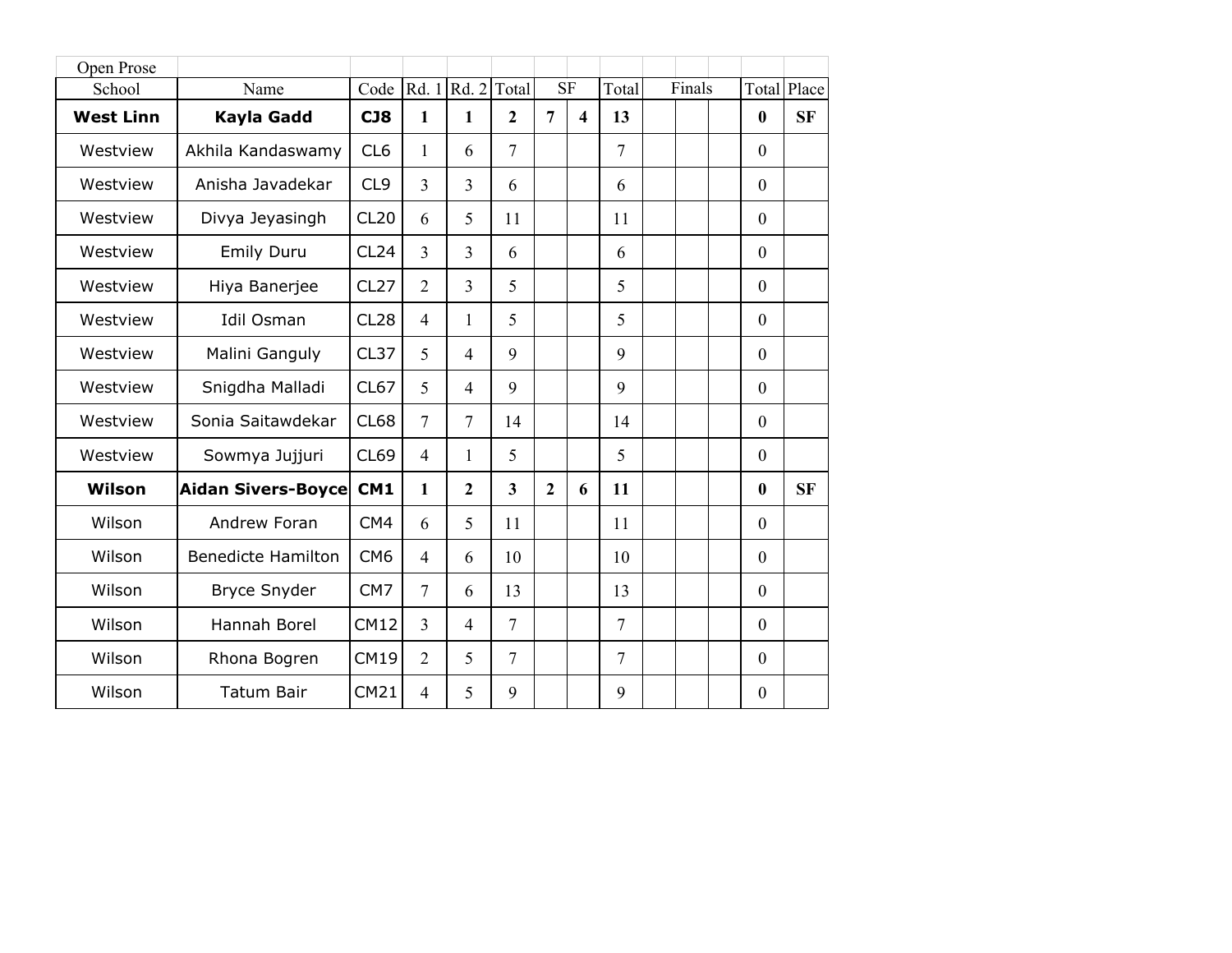Open Prose

| School | Name | Code | Rd. 1 | Rd. 2 | Total | SF | | Total | Finals | | | Total | Place |
|---|---|---|---|---|---|---|---|---|---|---|---|---|---|
| **West Linn** | **Kayla Gadd** | **CJ8** | **1** | **1** | **2** | **7** | **4** | **13** | | | | **0** | **SF** |
| Westview | Akhila Kandaswamy | CL6 | 1 | 6 | 7 | | | 7 | | | | 0 | |
| Westview | Anisha Javadekar | CL9 | 3 | 3 | 6 | | | 6 | | | | 0 | |
| Westview | Divya Jeyasingh | CL20 | 6 | 5 | 11 | | | 11 | | | | 0 | |
| Westview | Emily Duru | CL24 | 3 | 3 | 6 | | | 6 | | | | 0 | |
| Westview | Hiya Banerjee | CL27 | 2 | 3 | 5 | | | 5 | | | | 0 | |
| Westview | Idil Osman | CL28 | 4 | 1 | 5 | | | 5 | | | | 0 | |
| Westview | Malini Ganguly | CL37 | 5 | 4 | 9 | | | 9 | | | | 0 | |
| Westview | Snigdha Malladi | CL67 | 5 | 4 | 9 | | | 9 | | | | 0 | |
| Westview | Sonia Saitawdekar | CL68 | 7 | 7 | 14 | | | 14 | | | | 0 | |
| Westview | Sowmya Jujjuri | CL69 | 4 | 1 | 5 | | | 5 | | | | 0 | |
| **Wilson** | **Aidan Sivers-Boyce** | **CM1** | **1** | **2** | **3** | **2** | **6** | **11** | | | | **0** | **SF** |
| Wilson | Andrew Foran | CM4 | 6 | 5 | 11 | | | 11 | | | | 0 | |
| Wilson | Benedicte Hamilton | CM6 | 4 | 6 | 10 | | | 10 | | | | 0 | |
| Wilson | Bryce Snyder | CM7 | 7 | 6 | 13 | | | 13 | | | | 0 | |
| Wilson | Hannah Borel | CM12 | 3 | 4 | 7 | | | 7 | | | | 0 | |
| Wilson | Rhona Bogren | CM19 | 2 | 5 | 7 | | | 7 | | | | 0 | |
| Wilson | Tatum Bair | CM21 | 4 | 5 | 9 | | | 9 | | | | 0 | |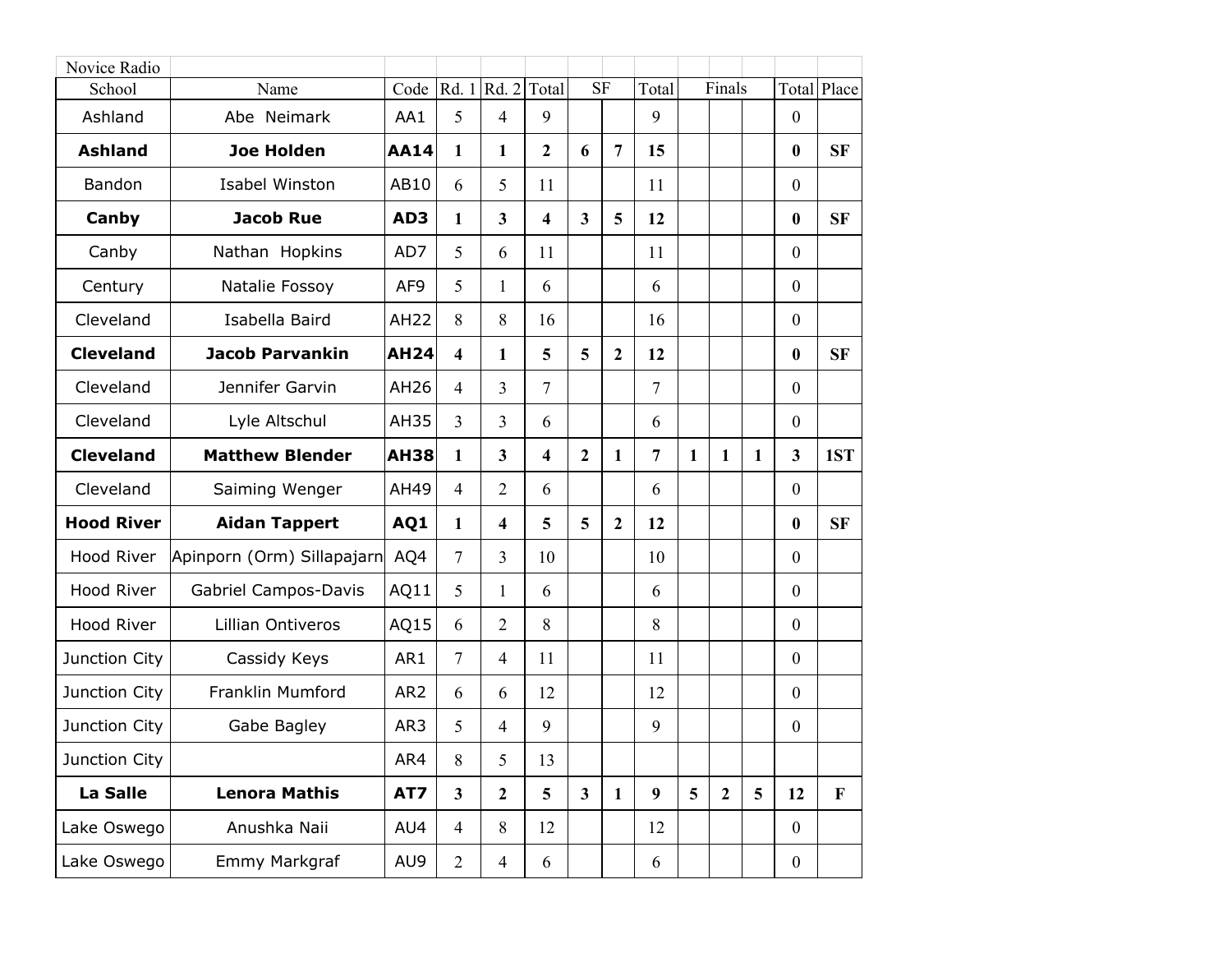| Novice Radio | | | | | | | | | | | | | | |
|---|---|---|---|---|---|---|---|---|---|---|---|---|---|---|
| School | Name | Code | Rd. 1 | Rd. 2 | Total | SF | | Total | Finals | | | Total | Place |
| Ashland | Abe Neimark | AA1 | 5 | 4 | 9 | | | 9 | | | | 0 | |
| **Ashland** | **Joe Holden** | **AA14** | **1** | **1** | **2** | **6** | **7** | **15** | | | | **0** | **SF** |
| Bandon | Isabel Winston | AB10 | 6 | 5 | 11 | | | 11 | | | | 0 | |
| **Canby** | **Jacob Rue** | **AD3** | **1** | **3** | **4** | **3** | **5** | **12** | | | | **0** | **SF** |
| Canby | Nathan Hopkins | AD7 | 5 | 6 | 11 | | | 11 | | | | 0 | |
| Century | Natalie Fossoy | AF9 | 5 | 1 | 6 | | | 6 | | | | 0 | |
| Cleveland | Isabella Baird | AH22 | 8 | 8 | 16 | | | 16 | | | | 0 | |
| **Cleveland** | **Jacob Parvankin** | **AH24** | **4** | **1** | **5** | **5** | **2** | **12** | | | | **0** | **SF** |
| Cleveland | Jennifer Garvin | AH26 | 4 | 3 | 7 | | | 7 | | | | 0 | |
| Cleveland | Lyle Altschul | AH35 | 3 | 3 | 6 | | | 6 | | | | 0 | |
| **Cleveland** | **Matthew Blender** | **AH38** | **1** | **3** | **4** | **2** | **1** | **7** | **1** | **1** | **1** | **3** | **1ST** |
| Cleveland | Saiming Wenger | AH49 | 4 | 2 | 6 | | | 6 | | | | 0 | |
| **Hood River** | **Aidan Tappert** | **AQ1** | **1** | **4** | **5** | **5** | **2** | **12** | | | | **0** | **SF** |
| Hood River | Apinporn (Orm) Sillapajarn | AQ4 | 7 | 3 | 10 | | | 10 | | | | 0 | |
| Hood River | Gabriel Campos-Davis | AQ11 | 5 | 1 | 6 | | | 6 | | | | 0 | |
| Hood River | Lillian Ontiveros | AQ15 | 6 | 2 | 8 | | | 8 | | | | 0 | |
| Junction City | Cassidy Keys | AR1 | 7 | 4 | 11 | | | 11 | | | | 0 | |
| Junction City | Franklin Mumford | AR2 | 6 | 6 | 12 | | | 12 | | | | 0 | |
| Junction City | Gabe Bagley | AR3 | 5 | 4 | 9 | | | 9 | | | | 0 | |
| Junction City | | AR4 | 8 | 5 | 13 | | | | | | | | |
| **La Salle** | **Lenora Mathis** | **AT7** | **3** | **2** | **5** | **3** | **1** | **9** | **5** | **2** | **5** | **12** | **F** |
| Lake Oswego | Anushka Naii | AU4 | 4 | 8 | 12 | | | 12 | | | | 0 | |
| Lake Oswego | Emmy Markgraf | AU9 | 2 | 4 | 6 | | | 6 | | | | 0 | |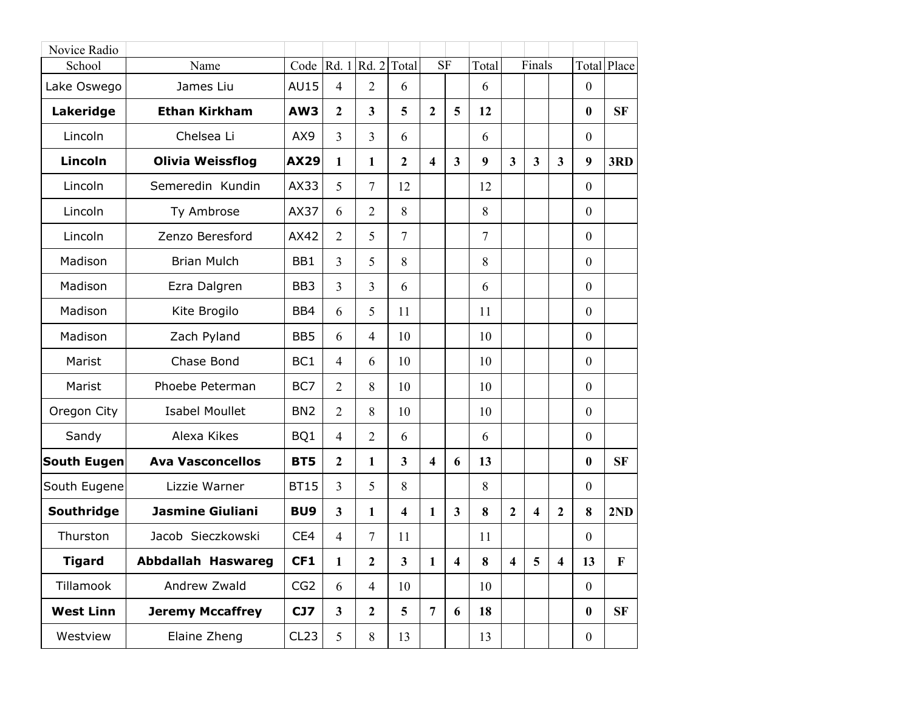Novice Radio

| School | Name | Code | Rd. 1 | Rd. 2 | Total | SF | | Total | Finals | | | Total | Place |
|---|---|---|---|---|---|---|---|---|---|---|---|---|---|
| Lake Oswego | James Liu | AU15 | 4 | 2 | 6 | | | 6 | | | | 0 | |
| **Lakeridge** | **Ethan Kirkham** | **AW3** | **2** | **3** | **5** | **2** | **5** | **12** | | | | **0** | **SF** |
| Lincoln | Chelsea Li | AX9 | 3 | 3 | 6 | | | 6 | | | | 0 | |
| **Lincoln** | **Olivia Weissflog** | **AX29** | **1** | **1** | **2** | **4** | **3** | **9** | **3** | **3** | **3** | **9** | **3RD** |
| Lincoln | Semeredin Kundin | AX33 | 5 | 7 | 12 | | | 12 | | | | 0 | |
| Lincoln | Ty Ambrose | AX37 | 6 | 2 | 8 | | | 8 | | | | 0 | |
| Lincoln | Zenzo Beresford | AX42 | 2 | 5 | 7 | | | 7 | | | | 0 | |
| Madison | Brian Mulch | BB1 | 3 | 5 | 8 | | | 8 | | | | 0 | |
| Madison | Ezra Dalgren | BB3 | 3 | 3 | 6 | | | 6 | | | | 0 | |
| Madison | Kite Brogilo | BB4 | 6 | 5 | 11 | | | 11 | | | | 0 | |
| Madison | Zach Pyland | BB5 | 6 | 4 | 10 | | | 10 | | | | 0 | |
| Marist | Chase Bond | BC1 | 4 | 6 | 10 | | | 10 | | | | 0 | |
| Marist | Phoebe Peterman | BC7 | 2 | 8 | 10 | | | 10 | | | | 0 | |
| Oregon City | Isabel Moullet | BN2 | 2 | 8 | 10 | | | 10 | | | | 0 | |
| Sandy | Alexa Kikes | BQ1 | 4 | 2 | 6 | | | 6 | | | | 0 | |
| **South Eugen** | **Ava Vasconcellos** | **BT5** | **2** | **1** | **3** | **4** | **6** | **13** | | | | **0** | **SF** |
| South Eugene | Lizzie Warner | BT15 | 3 | 5 | 8 | | | 8 | | | | 0 | |
| **Southridge** | **Jasmine Giuliani** | **BU9** | **3** | **1** | **4** | **1** | **3** | **8** | **2** | **4** | **2** | **8** | **2ND** |
| Thurston | Jacob Sieczkowski | CE4 | 4 | 7 | 11 | | | 11 | | | | 0 | |
| **Tigard** | **Abbdallah Haswareg** | **CF1** | **1** | **2** | **3** | **1** | **4** | **8** | **4** | **5** | **4** | **13** | **F** |
| Tillamook | Andrew Zwald | CG2 | 6 | 4 | 10 | | | 10 | | | | 0 | |
| **West Linn** | **Jeremy Mccaffrey** | **CJ7** | **3** | **2** | **5** | **7** | **6** | **18** | | | | **0** | **SF** |
| Westview | Elaine Zheng | CL23 | 5 | 8 | 13 | | | 13 | | | | 0 | |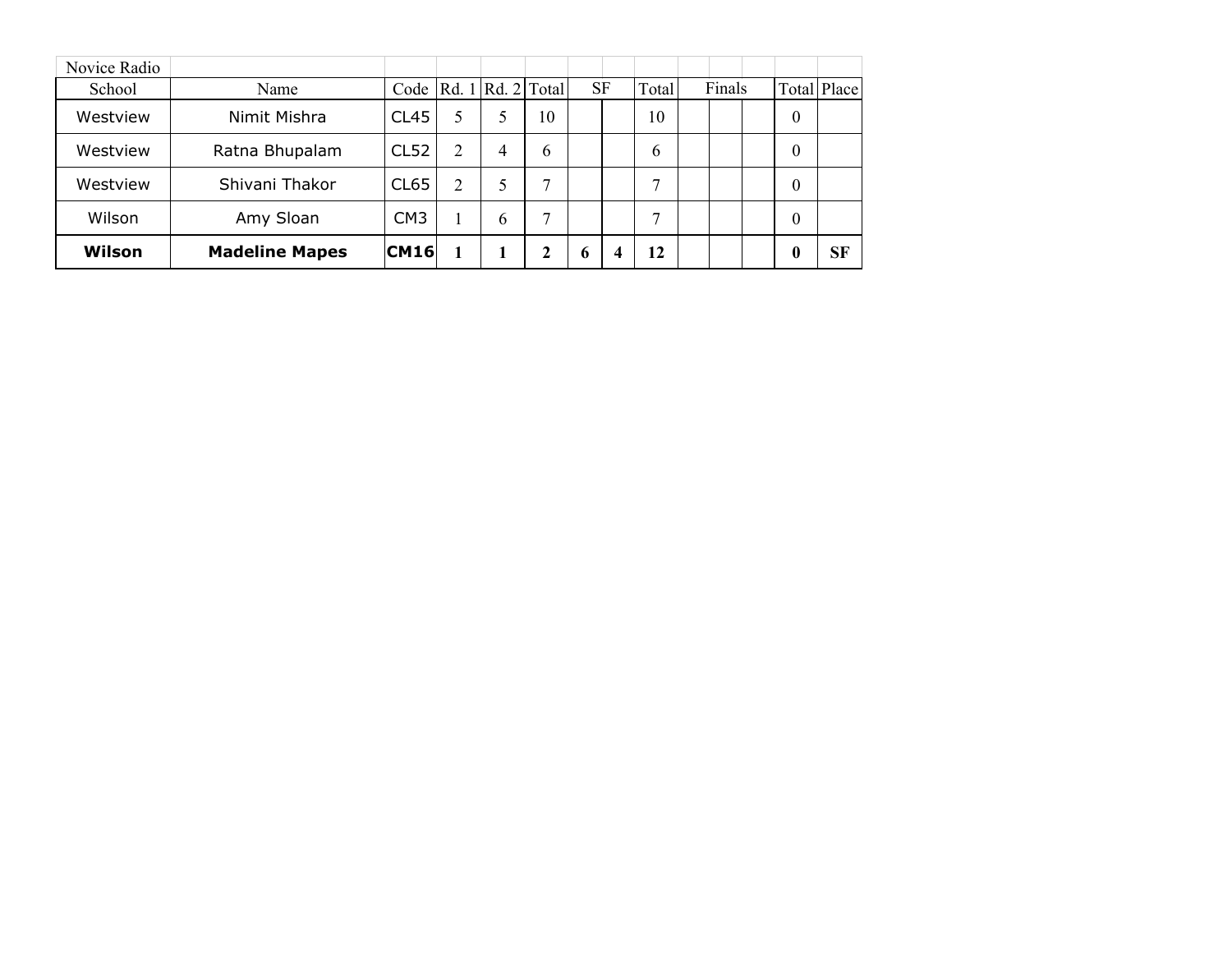| Novice Radio | | | | | | | | | | | | | |
|---|---|---|---|---|---|---|---|---|---|---|---|---|---|
| School | Name | Code | Rd. 1 | Rd. 2 | Total | SF | | Total | Finals | | | Total | Place |
| Westview | Nimit Mishra | CL45 | 5 | 5 | 10 | | | 10 | | | | 0 | |
| Westview | Ratna Bhupalam | CL52 | 2 | 4 | 6 | | | 6 | | | | 0 | |
| Westview | Shivani Thakor | CL65 | 2 | 5 | 7 | | | 7 | | | | 0 | |
| Wilson | Amy Sloan | CM3 | 1 | 6 | 7 | | | 7 | | | | 0 | |
| **Wilson** | **Madeline Mapes** | **CM16** | **1** | **1** | **2** | **6** | **4** | **12** | | | | **0** | **SF** |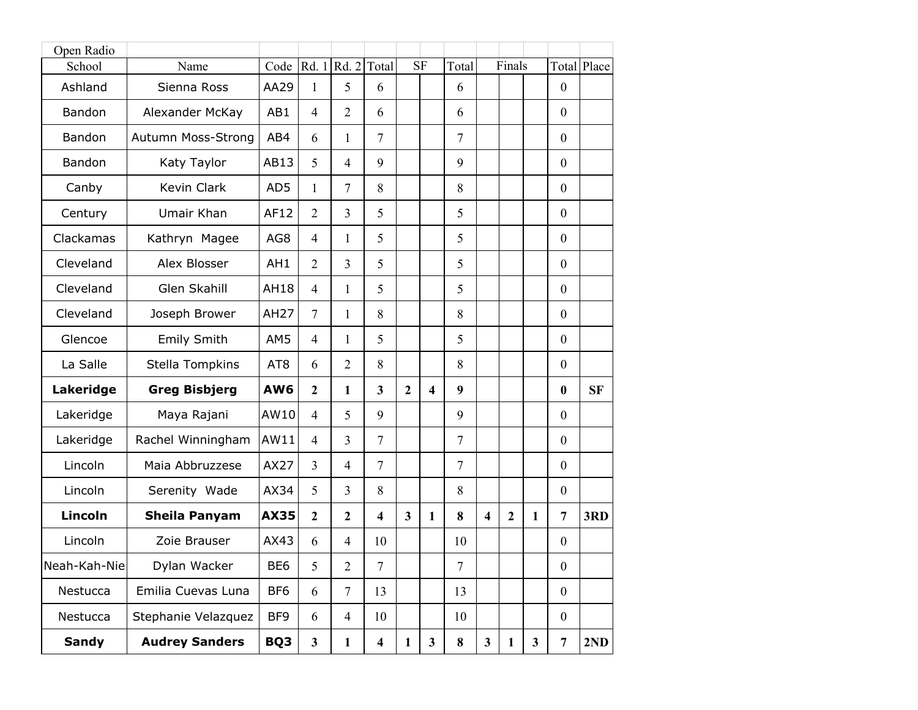| Open Radio | | | | | | | | | | | | | |
|---|---|---|---|---|---|---|---|---|---|---|---|---|---|
| School | Name | Code | Rd. 1 | Rd. 2 | Total | SF | | Total | Finals | | | Total | Place |
| Ashland | Sienna Ross | AA29 | 1 | 5 | 6 | | | 6 | | | | 0 | |
| Bandon | Alexander McKay | AB1 | 4 | 2 | 6 | | | 6 | | | | 0 | |
| Bandon | Autumn Moss-Strong | AB4 | 6 | 1 | 7 | | | 7 | | | | 0 | |
| Bandon | Katy Taylor | AB13 | 5 | 4 | 9 | | | 9 | | | | 0 | |
| Canby | Kevin Clark | AD5 | 1 | 7 | 8 | | | 8 | | | | 0 | |
| Century | Umair Khan | AF12 | 2 | 3 | 5 | | | 5 | | | | 0 | |
| Clackamas | Kathryn Magee | AG8 | 4 | 1 | 5 | | | 5 | | | | 0 | |
| Cleveland | Alex Blosser | AH1 | 2 | 3 | 5 | | | 5 | | | | 0 | |
| Cleveland | Glen Skahill | AH18 | 4 | 1 | 5 | | | 5 | | | | 0 | |
| Cleveland | Joseph Brower | AH27 | 7 | 1 | 8 | | | 8 | | | | 0 | |
| Glencoe | Emily Smith | AM5 | 4 | 1 | 5 | | | 5 | | | | 0 | |
| La Salle | Stella Tompkins | AT8 | 6 | 2 | 8 | | | 8 | | | | 0 | |
| **Lakeridge** | **Greg Bisbjerg** | **AW6** | **2** | **1** | **3** | **2** | **4** | **9** | | | | **0** | **SF** |
| Lakeridge | Maya Rajani | AW10 | 4 | 5 | 9 | | | 9 | | | | 0 | |
| Lakeridge | Rachel Winningham | AW11 | 4 | 3 | 7 | | | 7 | | | | 0 | |
| Lincoln | Maia Abbruzzese | AX27 | 3 | 4 | 7 | | | 7 | | | | 0 | |
| Lincoln | Serenity Wade | AX34 | 5 | 3 | 8 | | | 8 | | | | 0 | |
| **Lincoln** | **Sheila Panyam** | **AX35** | **2** | **2** | **4** | **3** | **1** | **8** | **4** | **2** | **1** | **7** | **3RD** |
| Lincoln | Zoie Brauser | AX43 | 6 | 4 | 10 | | | 10 | | | | 0 | |
| Neah-Kah-Nie | Dylan Wacker | BE6 | 5 | 2 | 7 | | | 7 | | | | 0 | |
| Nestucca | Emilia Cuevas Luna | BF6 | 6 | 7 | 13 | | | 13 | | | | 0 | |
| Nestucca | Stephanie Velazquez | BF9 | 6 | 4 | 10 | | | 10 | | | | 0 | |
| **Sandy** | **Audrey Sanders** | **BQ3** | **3** | **1** | **4** | **1** | **3** | **8** | **3** | **1** | **3** | **7** | **2ND** |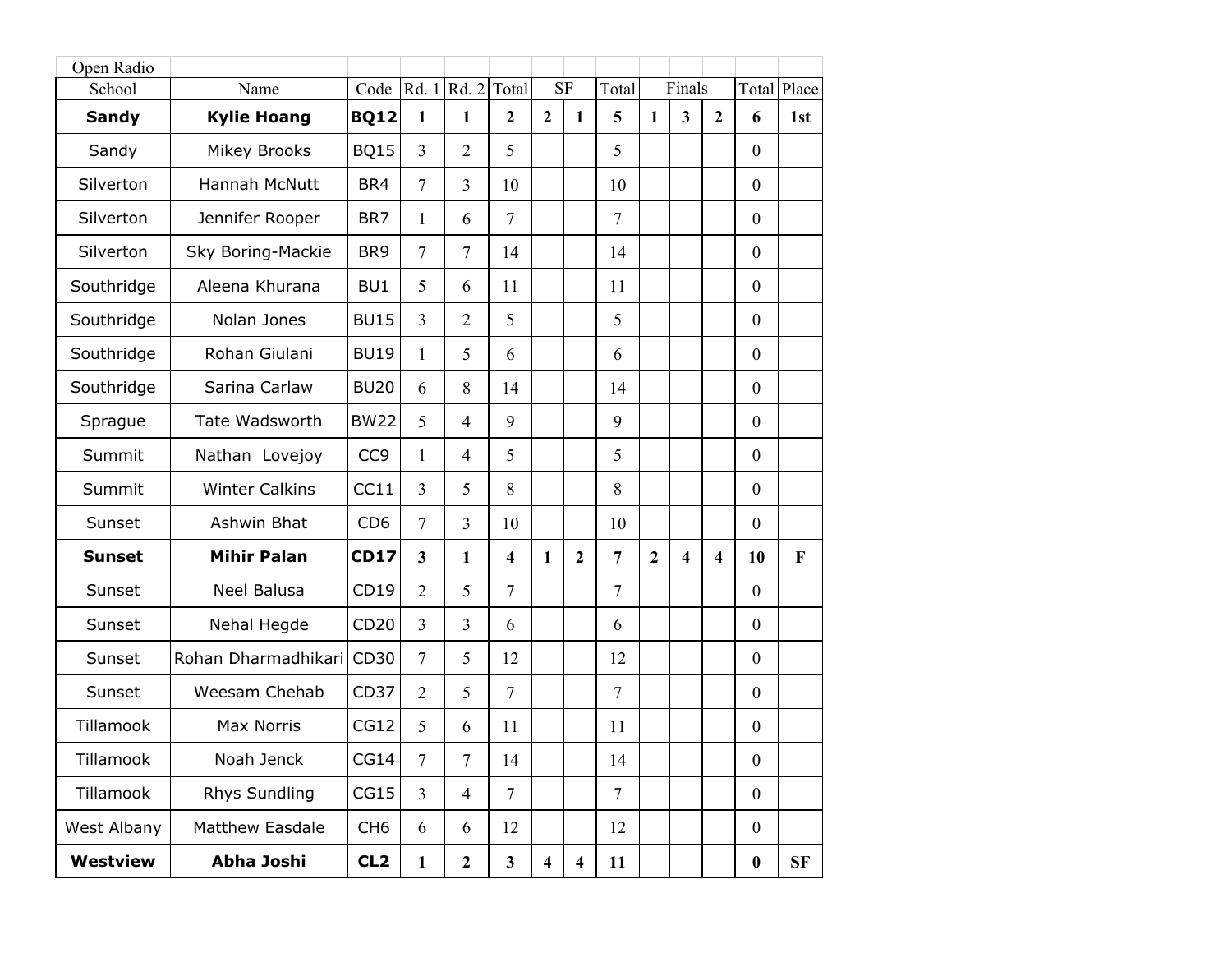Open Radio

| School | Name | Code | Rd. 1 | Rd. 2 | Total | SF | | Total | Finals | | | Total | Place |
|---|---|---|---|---|---|---|---|---|---|---|---|---|---|
| **Sandy** | **Kylie Hoang** | **BQ12** | **1** | **1** | **2** | **2** | **1** | **5** | **1** | **3** | **2** | **6** | **1st** |
| Sandy | Mikey Brooks | BQ15 | 3 | 2 | 5 | | | 5 | | | | 0 | |
| Silverton | Hannah McNutt | BR4 | 7 | 3 | 10 | | | 10 | | | | 0 | |
| Silverton | Jennifer Rooper | BR7 | 1 | 6 | 7 | | | 7 | | | | 0 | |
| Silverton | Sky Boring-Mackie | BR9 | 7 | 7 | 14 | | | 14 | | | | 0 | |
| Southridge | Aleena Khurana | BU1 | 5 | 6 | 11 | | | 11 | | | | 0 | |
| Southridge | Nolan Jones | BU15 | 3 | 2 | 5 | | | 5 | | | | 0 | |
| Southridge | Rohan Giulani | BU19 | 1 | 5 | 6 | | | 6 | | | | 0 | |
| Southridge | Sarina Carlaw | BU20 | 6 | 8 | 14 | | | 14 | | | | 0 | |
| Sprague | Tate Wadsworth | BW22 | 5 | 4 | 9 | | | 9 | | | | 0 | |
| Summit | Nathan Lovejoy | CC9 | 1 | 4 | 5 | | | 5 | | | | 0 | |
| Summit | Winter Calkins | CC11 | 3 | 5 | 8 | | | 8 | | | | 0 | |
| Sunset | Ashwin Bhat | CD6 | 7 | 3 | 10 | | | 10 | | | | 0 | |
| **Sunset** | **Mihir Palan** | **CD17** | **3** | **1** | **4** | **1** | **2** | **7** | **2** | **4** | **4** | **10** | **F** |
| Sunset | Neel Balusa | CD19 | 2 | 5 | 7 | | | 7 | | | | 0 | |
| Sunset | Nehal Hegde | CD20 | 3 | 3 | 6 | | | 6 | | | | 0 | |
| Sunset | Rohan Dharmadhikari | CD30 | 7 | 5 | 12 | | | 12 | | | | 0 | |
| Sunset | Weesam Chehab | CD37 | 2 | 5 | 7 | | | 7 | | | | 0 | |
| Tillamook | Max Norris | CG12 | 5 | 6 | 11 | | | 11 | | | | 0 | |
| Tillamook | Noah Jenck | CG14 | 7 | 7 | 14 | | | 14 | | | | 0 | |
| Tillamook | Rhys Sundling | CG15 | 3 | 4 | 7 | | | 7 | | | | 0 | |
| West Albany | Matthew Easdale | CH6 | 6 | 6 | 12 | | | 12 | | | | 0 | |
| **Westview** | **Abha Joshi** | **CL2** | **1** | **2** | **3** | **4** | **4** | **11** | | | | **0** | **SF** |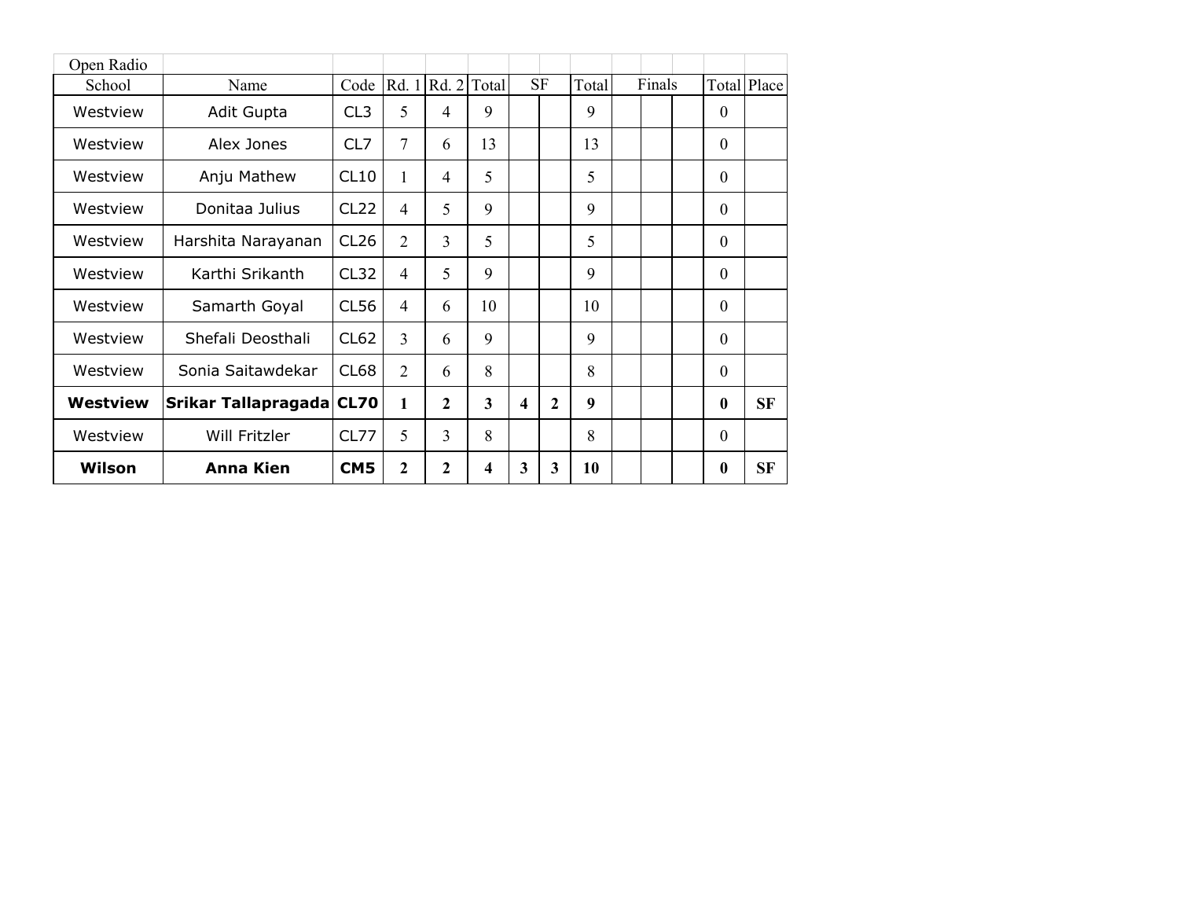Open Radio

| School | Name | Code | Rd. 1 | Rd. 2 | Total | SF | | Total | Finals | | | Total | Place |
|---|---|---|---|---|---|---|---|---|---|---|---|---|---|
| Westview | Adit Gupta | CL3 | 5 | 4 | 9 | | | 9 | | | | 0 | |
| Westview | Alex Jones | CL7 | 7 | 6 | 13 | | | 13 | | | | 0 | |
| Westview | Anju Mathew | CL10 | 1 | 4 | 5 | | | 5 | | | | 0 | |
| Westview | Donitaa Julius | CL22 | 4 | 5 | 9 | | | 9 | | | | 0 | |
| Westview | Harshita Narayanan | CL26 | 2 | 3 | 5 | | | 5 | | | | 0 | |
| Westview | Karthi Srikanth | CL32 | 4 | 5 | 9 | | | 9 | | | | 0 | |
| Westview | Samarth Goyal | CL56 | 4 | 6 | 10 | | | 10 | | | | 0 | |
| Westview | Shefali Deosthali | CL62 | 3 | 6 | 9 | | | 9 | | | | 0 | |
| Westview | Sonia Saitawdekar | CL68 | 2 | 6 | 8 | | | 8 | | | | 0 | |
| **Westview** | **Srikar Tallapragada** | **CL70** | **1** | **2** | **3** | **4** | **2** | **9** | | | | **0** | **SF** |
| Westview | Will Fritzler | CL77 | 5 | 3 | 8 | | | 8 | | | | 0 | |
| **Wilson** | **Anna Kien** | **CM5** | **2** | **2** | **4** | **3** | **3** | **10** | | | | **0** | **SF** |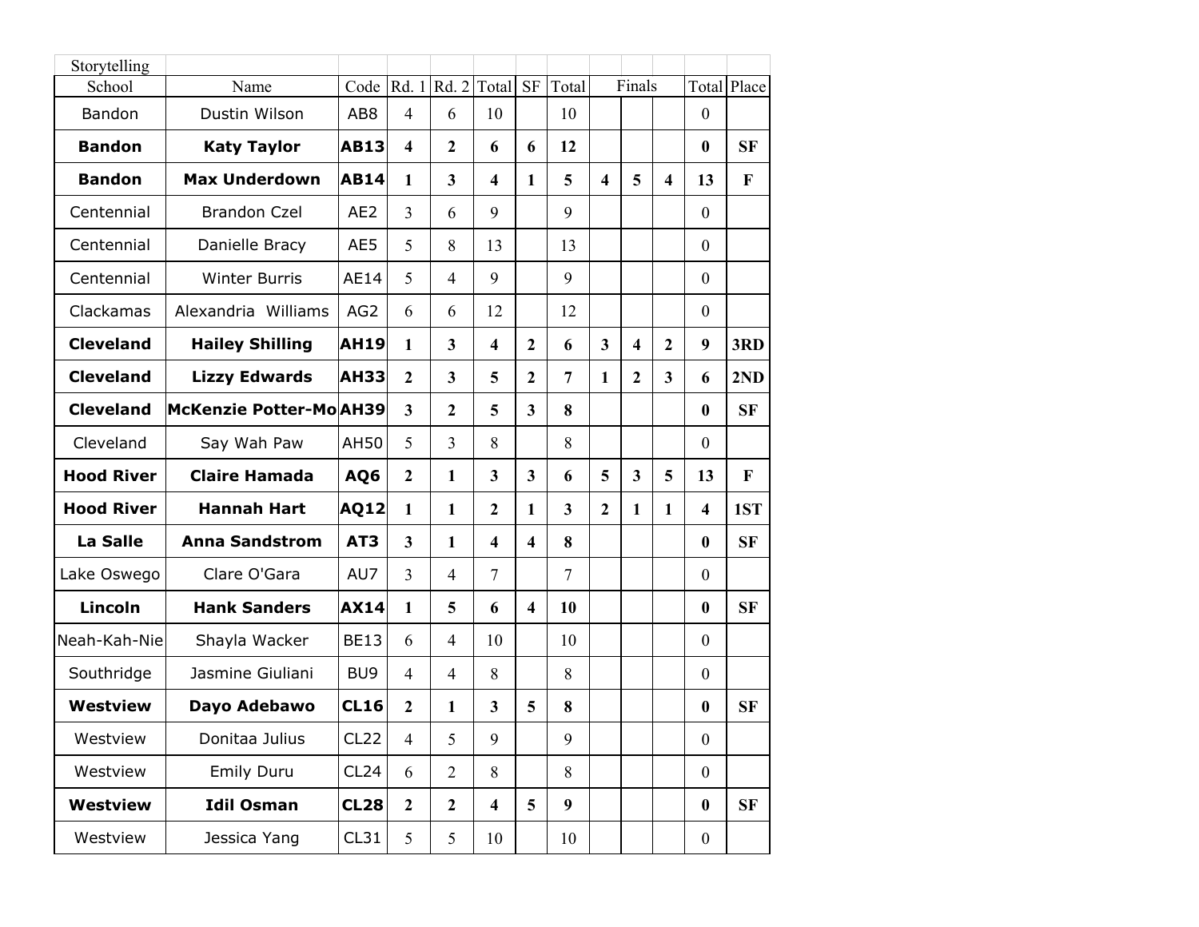Storytelling

| School | Name | Code | Rd. 1 | Rd. 2 | Total | SF | Total | Finals | | | Total | Place |
|---|---|---|---|---|---|---|---|---|---|---|---|---|
| Bandon | Dustin Wilson | AB8 | 4 | 6 | 10 | | 10 | | | | 0 | |
| **Bandon** | **Katy Taylor** | **AB13** | **4** | **2** | **6** | **6** | **12** | | | | **0** | **SF** |
| **Bandon** | **Max Underdown** | **AB14** | **1** | **3** | **4** | **1** | **5** | **4** | **5** | **4** | **13** | **F** |
| Centennial | Brandon Czel | AE2 | 3 | 6 | 9 | | 9 | | | | 0 | |
| Centennial | Danielle Bracy | AE5 | 5 | 8 | 13 | | 13 | | | | 0 | |
| Centennial | Winter Burris | AE14 | 5 | 4 | 9 | | 9 | | | | 0 | |
| Clackamas | Alexandria Williams | AG2 | 6 | 6 | 12 | | 12 | | | | 0 | |
| **Cleveland** | **Hailey Shilling** | **AH19** | **1** | **3** | **4** | **2** | **6** | **3** | **4** | **2** | **9** | **3RD** |
| **Cleveland** | **Lizzy Edwards** | **AH33** | **2** | **3** | **5** | **2** | **7** | **1** | **2** | **3** | **6** | **2ND** |
| **Cleveland** | **McKenzie Potter-Mo** | **AH39** | **3** | **2** | **5** | **3** | **8** | | | | **0** | **SF** |
| Cleveland | Say Wah Paw | AH50 | 5 | 3 | 8 | | 8 | | | | 0 | |
| **Hood River** | **Claire Hamada** | **AQ6** | **2** | **1** | **3** | **3** | **6** | **5** | **3** | **5** | **13** | **F** |
| **Hood River** | **Hannah Hart** | **AQ12** | **1** | **1** | **2** | **1** | **3** | **2** | **1** | **1** | **4** | **1ST** |
| **La Salle** | **Anna Sandstrom** | **AT3** | **3** | **1** | **4** | **4** | **8** | | | | **0** | **SF** |
| Lake Oswego | Clare O'Gara | AU7 | 3 | 4 | 7 | | 7 | | | | 0 | |
| **Lincoln** | **Hank Sanders** | **AX14** | **1** | **5** | **6** | **4** | **10** | | | | **0** | **SF** |
| Neah-Kah-Nie | Shayla Wacker | BE13 | 6 | 4 | 10 | | 10 | | | | 0 | |
| Southridge | Jasmine Giuliani | BU9 | 4 | 4 | 8 | | 8 | | | | 0 | |
| **Westview** | **Dayo Adebawo** | **CL16** | **2** | **1** | **3** | **5** | **8** | | | | **0** | **SF** |
| Westview | Donitaa Julius | CL22 | 4 | 5 | 9 | | 9 | | | | 0 | |
| Westview | Emily Duru | CL24 | 6 | 2 | 8 | | 8 | | | | 0 | |
| **Westview** | **Idil Osman** | **CL28** | **2** | **2** | **4** | **5** | **9** | | | | **0** | **SF** |
| Westview | Jessica Yang | CL31 | 5 | 5 | 10 | | 10 | | | | 0 | |